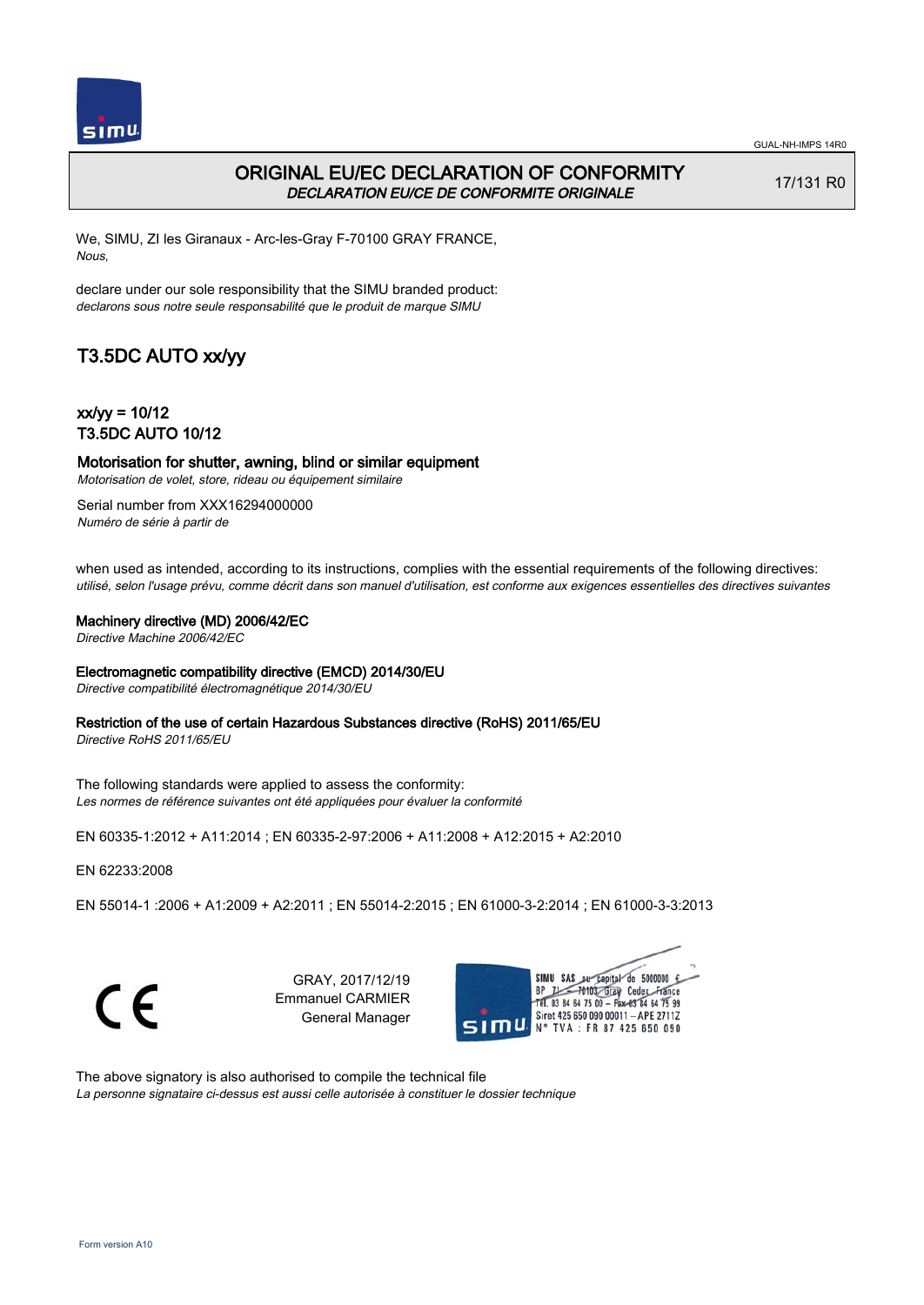GUAL-NH-IMPS 14R0

# ORIGINAL EU/EC DECLARATION OF CONFORMITY
*DECLARATION EU/CE DE CONFORMITE ORIGINALE*

17/131 R0

We, SIMU, ZI les Giranaux - Arc-les-Gray F-70100 GRAY FRANCE,
*Nous,*

declare under our sole responsibility that the SIMU branded product:
*declarons sous notre seule responsabilité que le produit de marque SIMU*

## T3.5DC AUTO xx/yy

### xx/yy = 10/12
### T3.5DC AUTO 10/12

**Motorisation for shutter, awning, blind or similar equipment**
*Motorisation de volet, store, rideau ou équipement similaire*

Serial number from XXX16294000000
*Numéro de série à partir de*

when used as intended, according to its instructions, complies with the essential requirements of the following directives:
*utilisé, selon l'usage prévu, comme décrit dans son manuel d'utilisation, est conforme aux exigences essentielles des directives suivantes*

**Machinery directive (MD) 2006/42/EC**
*Directive Machine 2006/42/EC*

**Electromagnetic compatibility directive (EMCD) 2014/30/EU**
*Directive compatibilité électromagnétique 2014/30/EU*

**Restriction of the use of certain Hazardous Substances directive (RoHS) 2011/65/EU**
*Directive RoHS 2011/65/EU*

The following standards were applied to assess the conformity:
*Les normes de référence suivantes ont été appliquées pour évaluer la conformité*

EN 60335-1:2012 + A11:2014 ; EN 60335-2-97:2006 + A11:2008 + A12:2015 + A2:2010

EN 62233:2008

EN 55014-1 :2006 + A1:2009 + A2:2011 ; EN 55014-2:2015 ; EN 61000-3-2:2014 ; EN 61000-3-3:2013

CE

GRAY, 2017/12/19
Emmanuel CARMIER
General Manager

SIMU SAS au capital de 5000000 €
BP 71 - 70103 Gray Cedex France
Tél. 03 84 64 75 00 - Fax 03 84 64 75 99
Siret 425 650 090 00011 - APE 2711Z
N° TVA : FR 87 425 650 090

The above signatory is also authorised to compile the technical file
*La personne signataire ci-dessus est aussi celle autorisée à constituer le dossier technique*

Form version A10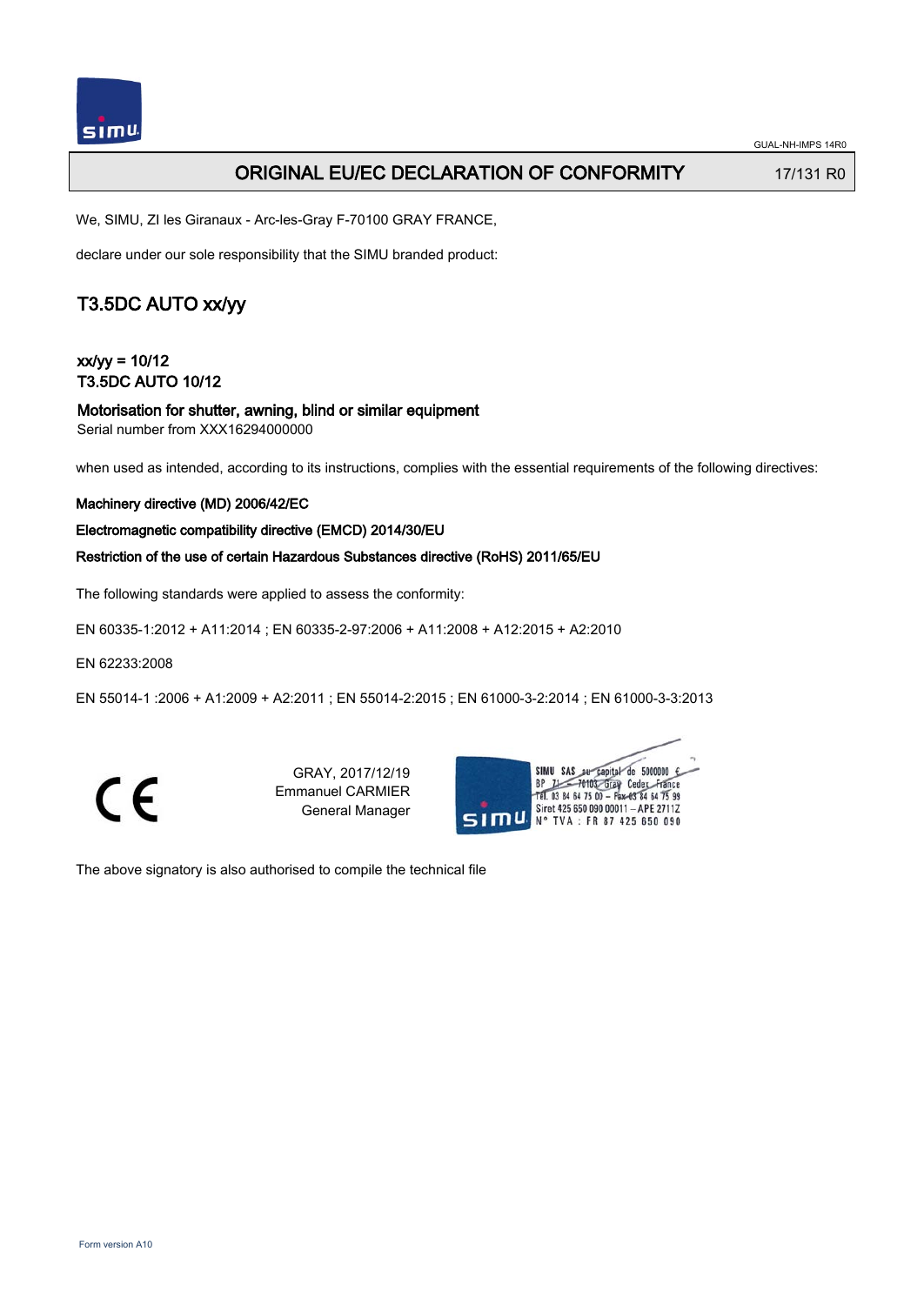# ORIGINAL EU/EC DECLARATION OF CONFORMITY

17/131 R0

We, SIMU, ZI les Giranaux - Arc-les-Gray F-70100 GRAY FRANCE,

declare under our sole responsibility that the SIMU branded product:

## T3.5DC AUTO xx/yy

xx/yy = 10/12
T3.5DC AUTO 10/12

**Motorisation for shutter, awning, blind or similar equipment**
Serial number from XXX16294000000

when used as intended, according to its instructions, complies with the essential requirements of the following directives:

**Machinery directive (MD) 2006/42/EC**

**Electromagnetic compatibility directive (EMCD) 2014/30/EU**

**Restriction of the use of certain Hazardous Substances directive (RoHS) 2011/65/EU**

The following standards were applied to assess the conformity:

EN 60335-1:2012 + A11:2014 ; EN 60335-2-97:2006 + A11:2008 + A12:2015 + A2:2010

EN 62233:2008

EN 55014-1 :2006 + A1:2009 + A2:2011 ; EN 55014-2:2015 ; EN 61000-3-2:2014 ; EN 61000-3-3:2013

CE

GRAY, 2017/12/19
Emmanuel CARMIER
General Manager

SIMU SAS au capital de 5000000 €
BP 71 - 70103 Gray Cedex France
Tél. 03 84 64 75 00 - Fax 03 84 64 75 99
Siret 425 650 090 00011 - APE 2711Z
N° TVA : FR 87 425 650 090

The above signatory is also authorised to compile the technical file

Form version A10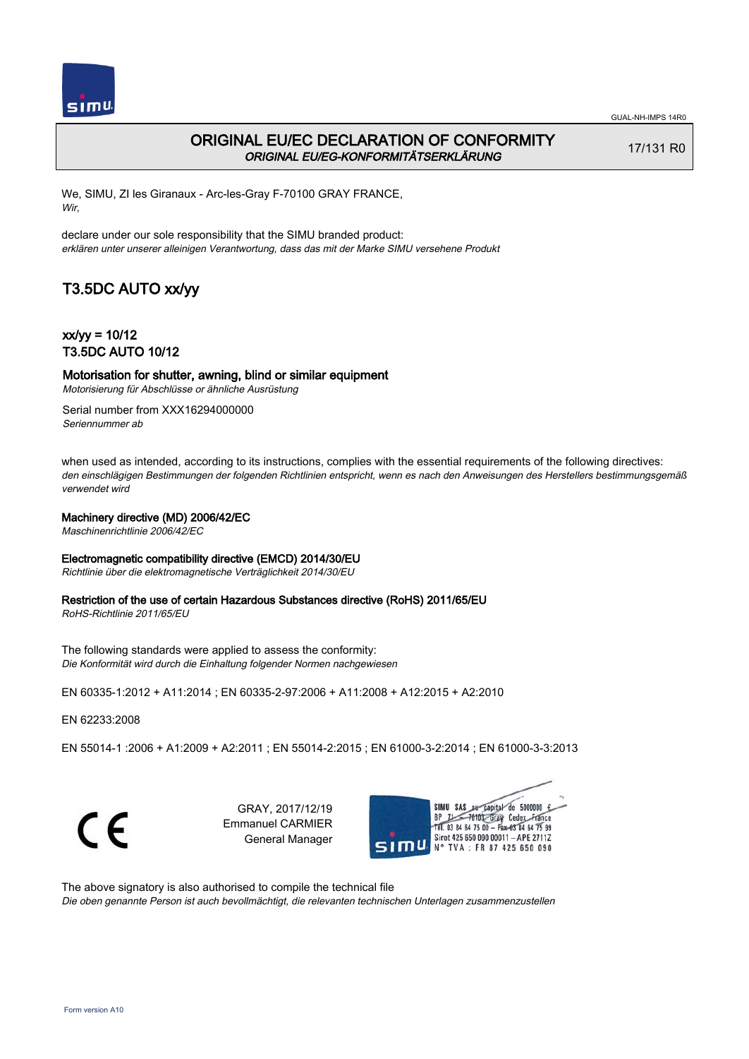# ORIGINAL EU/EC DECLARATION OF CONFORMITY
*ORIGINAL EU/EG-KONFORMITÄTSERKLÄRUNG*

17/131 R0

We, SIMU, ZI les Giranaux - Arc-les-Gray F-70100 GRAY FRANCE,
*Wir,*

declare under our sole responsibility that the SIMU branded product:
*erklären unter unserer alleinigen Verantwortung, dass das mit der Marke SIMU versehene Produkt*

## T3.5DC AUTO xx/yy

### xx/yy = 10/12
### T3.5DC AUTO 10/12

**Motorisation for shutter, awning, blind or similar equipment**
*Motorisierung für Abschlüsse or ähnliche Ausrüstung*

Serial number from XXX16294000000
*Seriennummer ab*

when used as intended, according to its instructions, complies with the essential requirements of the following directives:
*den einschlägigen Bestimmungen der folgenden Richtlinien entspricht, wenn es nach den Anweisungen des Herstellers bestimmungsgemäß verwendet wird*

**Machinery directive (MD) 2006/42/EC**
*Maschinenrichtlinie 2006/42/EC*

**Electromagnetic compatibility directive (EMCD) 2014/30/EU**
*Richtlinie über die elektromagnetische Verträglichkeit 2014/30/EU*

**Restriction of the use of certain Hazardous Substances directive (RoHS) 2011/65/EU**
*RoHS-Richtlinie 2011/65/EU*

The following standards were applied to assess the conformity:
*Die Konformität wird durch die Einhaltung folgender Normen nachgewiesen*

EN 60335-1:2012 + A11:2014 ; EN 60335-2-97:2006 + A11:2008 + A12:2015 + A2:2010

EN 62233:2008

EN 55014-1 :2006 + A1:2009 + A2:2011 ; EN 55014-2:2015 ; EN 61000-3-2:2014 ; EN 61000-3-3:2013

GRAY, 2017/12/19
Emmanuel CARMIER
General Manager

SIMU SAS au capital de 5000000 €
BP 71 - 70103 Gray Cedex France
Tél. 03 84 64 75 00 – Fax 03 84 64 75 99
Siret 425 650 090 00011 – APE 2711Z
N° TVA : FR 87 425 650 090

The above signatory is also authorised to compile the technical file
*Die oben genannte Person ist auch bevollmächtigt, die relevanten technischen Unterlagen zusammenzustellen*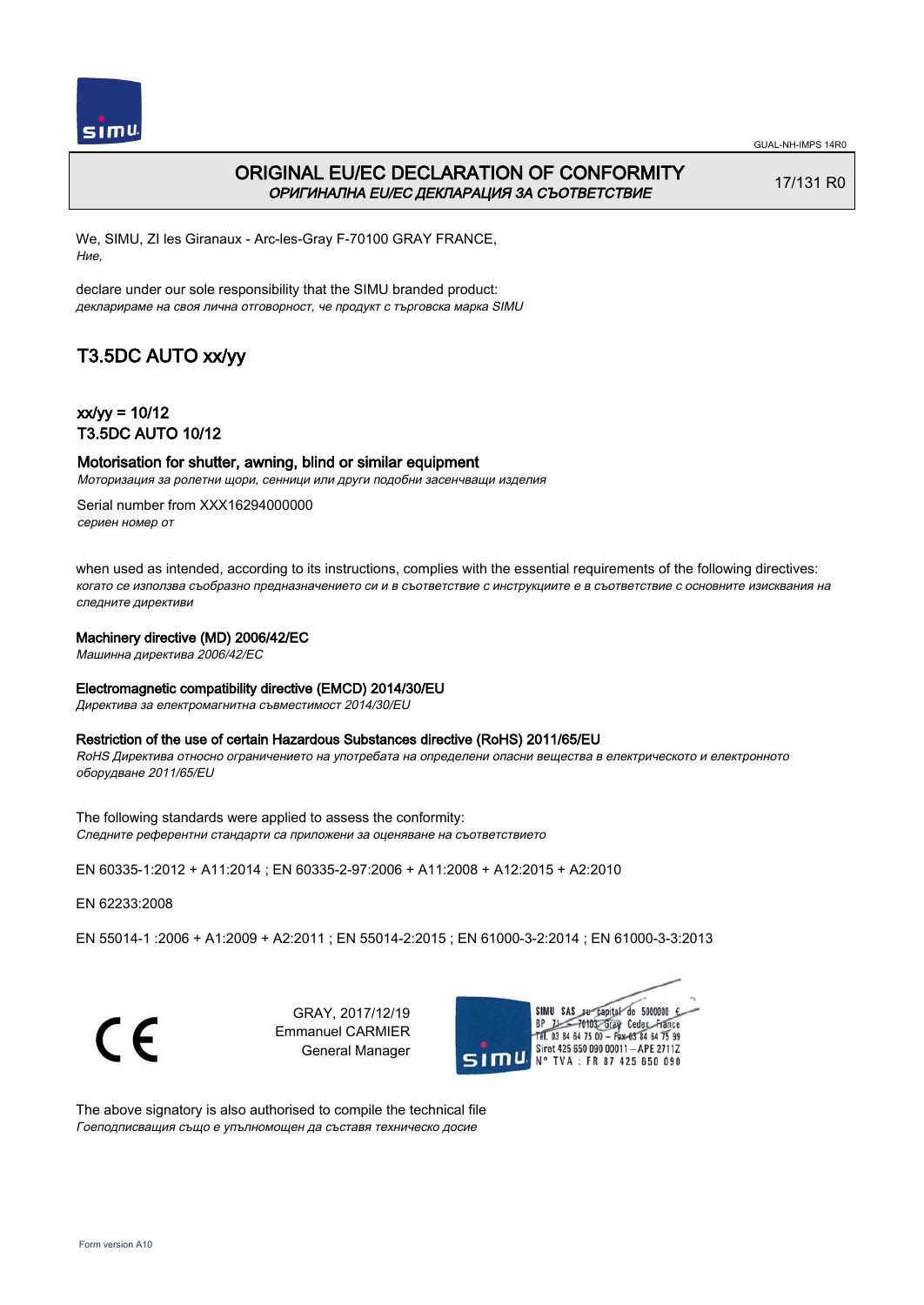# ORIGINAL EU/EC DECLARATION OF CONFORMITY

*ОРИГИНАЛНА EU/EC ДЕКЛАРАЦИЯ ЗА СЪОТВЕТСТВИЕ*

17/131 R0

We, SIMU, ZI les Giranaux - Arc-les-Gray F-70100 GRAY FRANCE,
*Ние,*

declare under our sole responsibility that the SIMU branded product:
*декларираме на своя лична отговорност, че продукт с търговска марка SIMU*

## T3.5DC AUTO xx/yy

### xx/yy = 10/12
### T3.5DC AUTO 10/12

### Motorisation for shutter, awning, blind or similar equipment
*Моторизация за ролетни щори, сенници или други подобни засенчващи изделия*

Serial number from XXX16294000000
*сериен номер от*

when used as intended, according to its instructions, complies with the essential requirements of the following directives:
*когато се използва съобразно предназначението си и в съответствие с инструкциите е в съответствие с основните изисквания на следните директиви*

**Machinery directive (MD) 2006/42/EC**
*Машинна директива 2006/42/EC*

**Electromagnetic compatibility directive (EMCD) 2014/30/EU**
*Директива за електромагнитна съвместимост 2014/30/EU*

**Restriction of the use of certain Hazardous Substances directive (RoHS) 2011/65/EU**
*RoHS Директива относно ограничението на употребата на определени опасни вещества в електрическото и електронното оборудване 2011/65/EU*

The following standards were applied to assess the conformity:
*Следните референтни стандарти са приложени за оценяване на съответствието*

EN 60335-1:2012 + A11:2014 ; EN 60335-2-97:2006 + A11:2008 + A12:2015 + A2:2010

EN 62233:2008

EN 55014-1 :2006 + A1:2009 + A2:2011 ; EN 55014-2:2015 ; EN 61000-3-2:2014 ; EN 61000-3-3:2013

CE

GRAY, 2017/12/19
Emmanuel CARMIER
General Manager

SIMU SAS au capital de 5000000 €
BP 71 - 70103 Gray Cedex France
Tél. 03 84 64 75 00 – Fax 03 84 64 75 99
Siret 425 650 090 00011 – APE 2711Z
N° TVA : FR 87 425 650 090

The above signatory is also authorised to compile the technical file
*Гоеподписващия също е упълномощен да съставя техническо досие*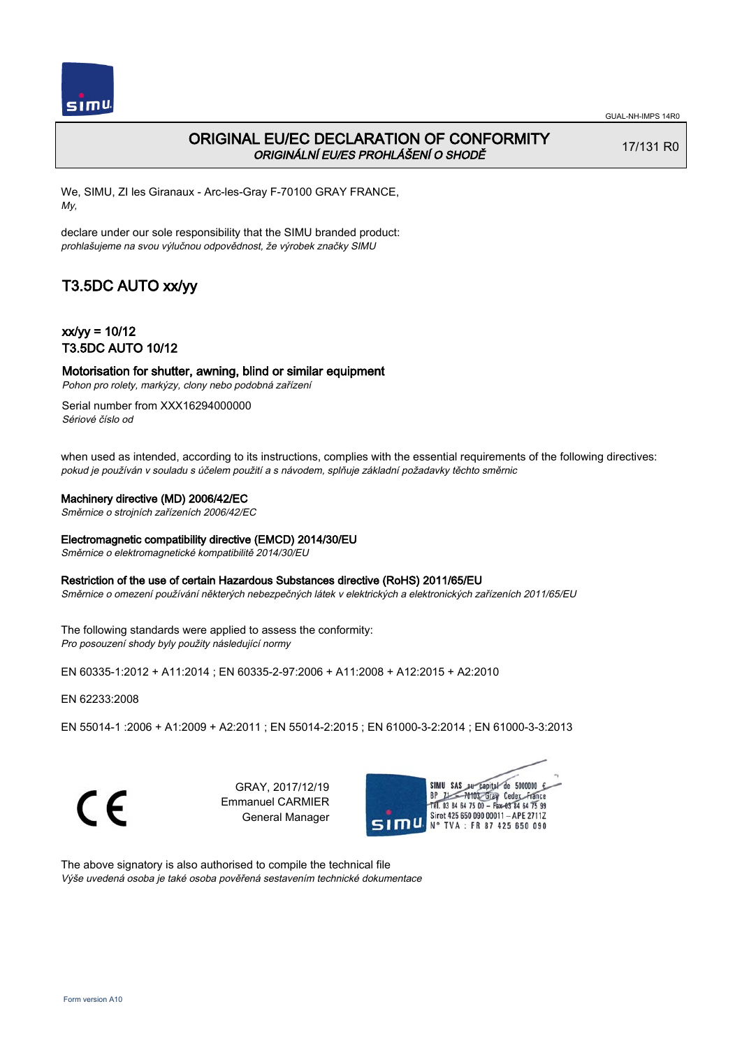# ORIGINAL EU/EC DECLARATION OF CONFORMITY
*ORIGINÁLNÍ EU/ES PROHLÁŠENÍ O SHODĚ*

17/131 R0

We, SIMU, ZI les Giranaux - Arc-les-Gray F-70100 GRAY FRANCE,
*My,*

declare under our sole responsibility that the SIMU branded product:
*prohlašujeme na svou výlučnou odpovědnost, že výrobek značky SIMU*

## T3.5DC AUTO xx/yy

### xx/yy = 10/12
### T3.5DC AUTO 10/12

### Motorisation for shutter, awning, blind or similar equipment
*Pohon pro rolety, markýzy, clony nebo podobná zařízení*

Serial number from XXX16294000000
*Sériové číslo od*

when used as intended, according to its instructions, complies with the essential requirements of the following directives:
*pokud je používán v souladu s účelem použití a s návodem, splňuje základní požadavky těchto směrnic*

**Machinery directive (MD) 2006/42/EC**
*Směrnice o strojních zařízeních 2006/42/EC*

**Electromagnetic compatibility directive (EMCD) 2014/30/EU**
*Směrnice o elektromagnetické kompatibilitě 2014/30/EU*

**Restriction of the use of certain Hazardous Substances directive (RoHS) 2011/65/EU**
*Směrnice o omezení používání některých nebezpečných látek v elektrických a elektronických zařízeních 2011/65/EU*

The following standards were applied to assess the conformity:
*Pro posouzení shody byly použity následující normy*

EN 60335-1:2012 + A11:2014 ; EN 60335-2-97:2006 + A11:2008 + A12:2015 + A2:2010

EN 62233:2008

EN 55014-1 :2006 + A1:2009 + A2:2011 ; EN 55014-2:2015 ; EN 61000-3-2:2014 ; EN 61000-3-3:2013

CE

GRAY, 2017/12/19
Emmanuel CARMIER
General Manager

SIMU SAS au capital de 5000000 €
BP 71 - 70103 Gray Cedex France
Tél. 03 84 64 75 00 - Fax 03 84 64 75 99
Siret 425 650 090 00011 - APE 2711Z
N° TVA : FR 87 425 650 090

The above signatory is also authorised to compile the technical file
*Výše uvedená osoba je také osoba pověřená sestavením technické dokumentace*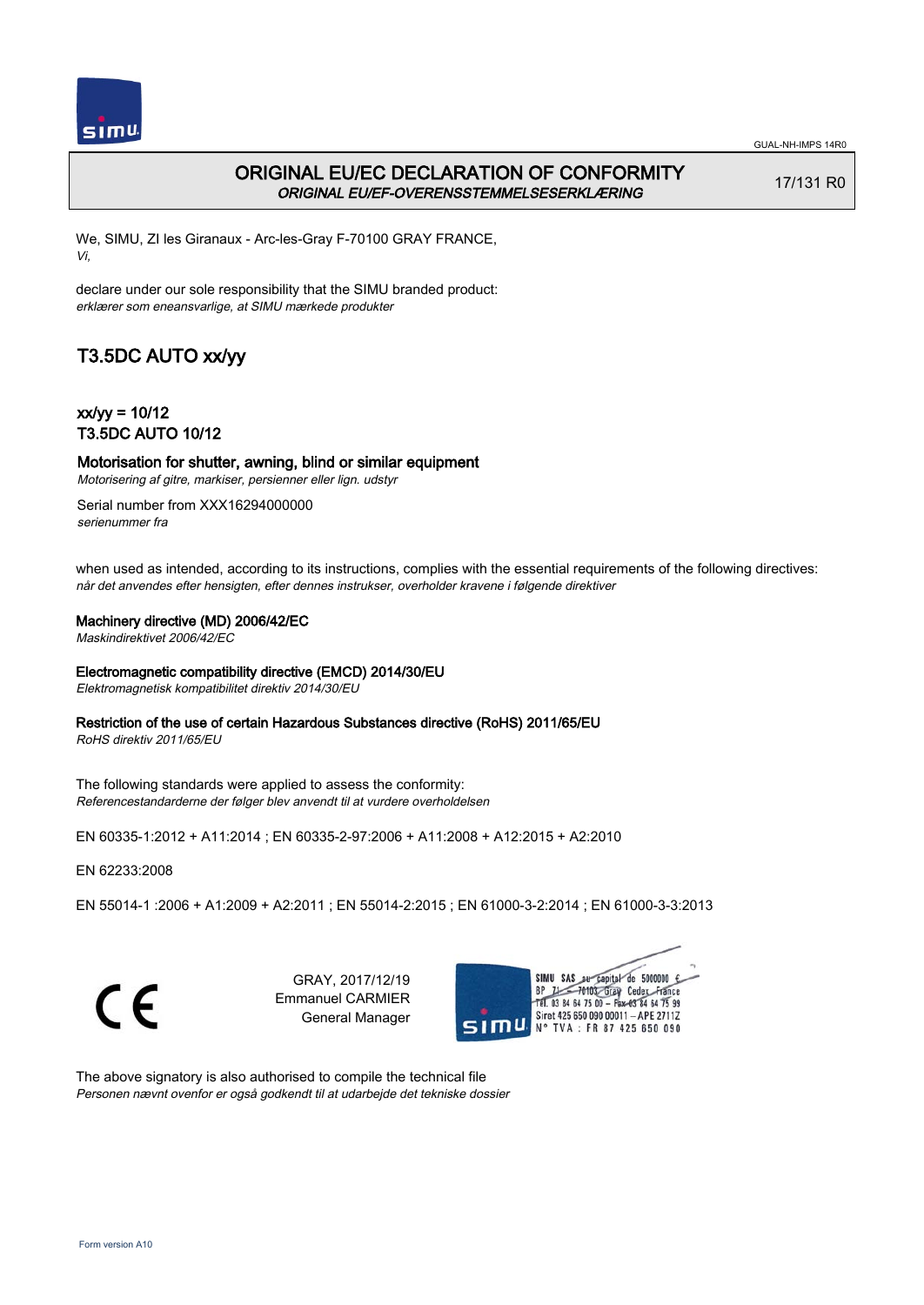# ORIGINAL EU/EC DECLARATION OF CONFORMITY

***ORIGINAL EU/EF-OVERENSSTEMMELSESERKLÆRING***

17/131 R0

We, SIMU, ZI les Giranaux - Arc-les-Gray F-70100 GRAY FRANCE,
*Vi,*

declare under our sole responsibility that the SIMU branded product:
*erklærer som eneansvarlige, at SIMU mærkede produkter*

## T3.5DC AUTO xx/yy

### xx/yy = 10/12
### T3.5DC AUTO 10/12

**Motorisation for shutter, awning, blind or similar equipment**
*Motorisering af gitre, markiser, persienner eller lign. udstyr*

Serial number from XXX16294000000
*serienummer fra*

when used as intended, according to its instructions, complies with the essential requirements of the following directives:
*når det anvendes efter hensigten, efter dennes instrukser, overholder kravene i følgende direktiver*

**Machinery directive (MD) 2006/42/EC**
*Maskindirektivet 2006/42/EC*

**Electromagnetic compatibility directive (EMCD) 2014/30/EU**
*Elektromagnetisk kompatibilitet direktiv 2014/30/EU*

**Restriction of the use of certain Hazardous Substances directive (RoHS) 2011/65/EU**
*RoHS direktiv 2011/65/EU*

The following standards were applied to assess the conformity:
*Referencestandarderne der følger blev anvendt til at vurdere overholdelsen*

EN 60335-1:2012 + A11:2014 ; EN 60335-2-97:2006 + A11:2008 + A12:2015 + A2:2010

EN 62233:2008

EN 55014-1 :2006 + A1:2009 + A2:2011 ; EN 55014-2:2015 ; EN 61000-3-2:2014 ; EN 61000-3-3:2013

GRAY, 2017/12/19
Emmanuel CARMIER
General Manager

SIMU SAS au capital de 5000000 €
BP 71 - 70103 Gray Cedex France
Tél. 03 84 64 75 00 - Fax 03 84 64 75 99
Siret 425 650 090 00011 - APE 2711Z
N° TVA : FR 87 425 650 090

The above signatory is also authorised to compile the technical file
*Personen nævnt ovenfor er også godkendt til at udarbejde det tekniske dossier*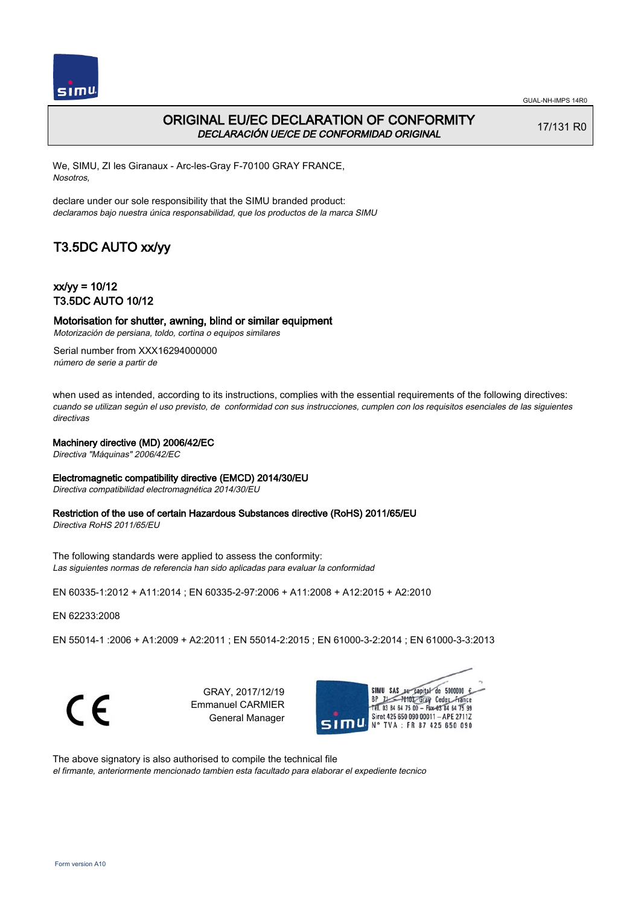# ORIGINAL EU/EC DECLARATION OF CONFORMITY

*DECLARACIÓN UE/CE DE CONFORMIDAD ORIGINAL*

17/131 R0

We, SIMU, ZI les Giranaux - Arc-les-Gray F-70100 GRAY FRANCE,
*Nosotros,*

declare under our sole responsibility that the SIMU branded product:
*declaramos bajo nuestra única responsabilidad, que los productos de la marca SIMU*

## T3.5DC AUTO xx/yy

### xx/yy = 10/12
### T3.5DC AUTO 10/12

### Motorisation for shutter, awning, blind or similar equipment

*Motorización de persiana, toldo, cortina o equipos similares*

Serial number from XXX16294000000
*número de serie a partir de*

when used as intended, according to its instructions, complies with the essential requirements of the following directives:
*cuando se utilizan según el uso previsto, de conformidad con sus instrucciones, cumplen con los requisitos esenciales de las siguientes directivas*

**Machinery directive (MD) 2006/42/EC**
*Directiva "Máquinas" 2006/42/EC*

**Electromagnetic compatibility directive (EMCD) 2014/30/EU**
*Directiva compatibilidad electromagnética 2014/30/EU*

**Restriction of the use of certain Hazardous Substances directive (RoHS) 2011/65/EU**
*Directiva RoHS 2011/65/EU*

The following standards were applied to assess the conformity:
*Las siguientes normas de referencia han sido aplicadas para evaluar la conformidad*

EN 60335-1:2012 + A11:2014 ; EN 60335-2-97:2006 + A11:2008 + A12:2015 + A2:2010

EN 62233:2008

EN 55014-1 :2006 + A1:2009 + A2:2011 ; EN 55014-2:2015 ; EN 61000-3-2:2014 ; EN 61000-3-3:2013

GRAY, 2017/12/19
Emmanuel CARMIER
General Manager

The above signatory is also authorised to compile the technical file
*el firmante, anteriormente mencionado tambien esta facultado para elaborar el expediente tecnico*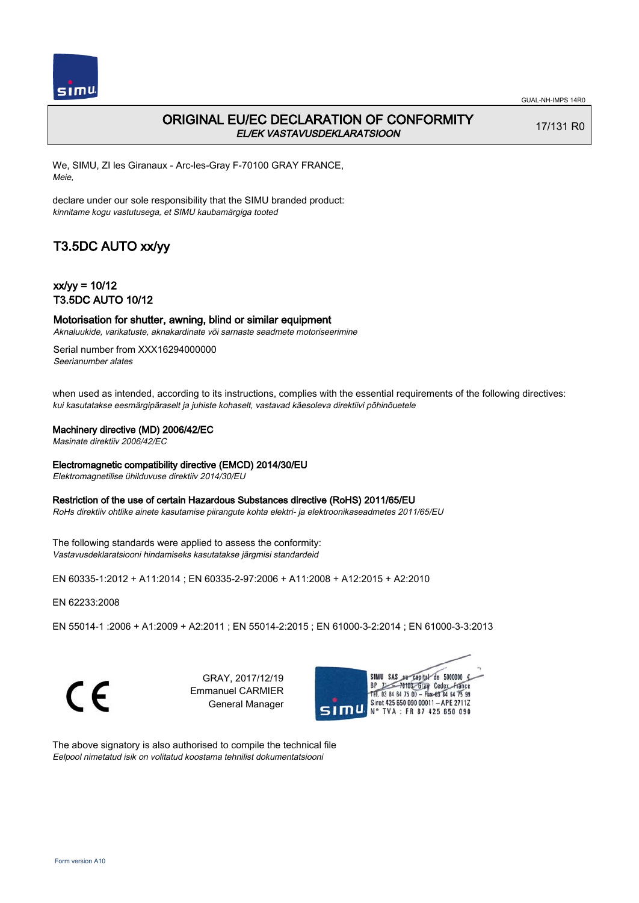# ORIGINAL EU/EC DECLARATION OF CONFORMITY
*EL/EK VASTAVUSDEKLARATSIOON*

17/131 R0

We, SIMU, ZI les Giranaux - Arc-les-Gray F-70100 GRAY FRANCE,
*Meie,*

declare under our sole responsibility that the SIMU branded product:
*kinnitame kogu vastutusega, et SIMU kaubamärgiga tooted*

## T3.5DC AUTO xx/yy

### xx/yy = 10/12
### T3.5DC AUTO 10/12

**Motorisation for shutter, awning, blind or similar equipment**
*Aknaluukide, varikatuste, aknakardinate või sarnaste seadmete motoriseerimine*

Serial number from XXX16294000000
*Seerianumber alates*

when used as intended, according to its instructions, complies with the essential requirements of the following directives:
*kui kasutatakse eesmärgipäraselt ja juhiste kohaselt, vastavad käesoleva direktiivi põhinõuetele*

**Machinery directive (MD) 2006/42/EC**
*Masinate direktiiv 2006/42/EC*

**Electromagnetic compatibility directive (EMCD) 2014/30/EU**
*Elektromagnetilise ühilduvuse direktiiv 2014/30/EU*

**Restriction of the use of certain Hazardous Substances directive (RoHS) 2011/65/EU**
*RoHs direktiiv ohtlike ainete kasutamise piirangute kohta elektri- ja elektroonikaseadmetes 2011/65/EU*

The following standards were applied to assess the conformity:
*Vastavusdeklaratsiooni hindamiseks kasutatakse järgmisi standardeid*

EN 60335-1:2012 + A11:2014 ; EN 60335-2-97:2006 + A11:2008 + A12:2015 + A2:2010

EN 62233:2008

EN 55014-1 :2006 + A1:2009 + A2:2011 ; EN 55014-2:2015 ; EN 61000-3-2:2014 ; EN 61000-3-3:2013

GRAY, 2017/12/19
Emmanuel CARMIER
General Manager

SIMU SAS au capital de 5000000 €
BP 71 - 70103 Gray Cedex France
Tél. 03 84 64 75 00 - Fax 03 84 64 75 99
Siret 425 650 090 00011 - APE 2711Z
N° TVA : FR 87 425 650 090

The above signatory is also authorised to compile the technical file
*Eelpool nimetatud isik on volitatud koostama tehnilist dokumentatsiooni*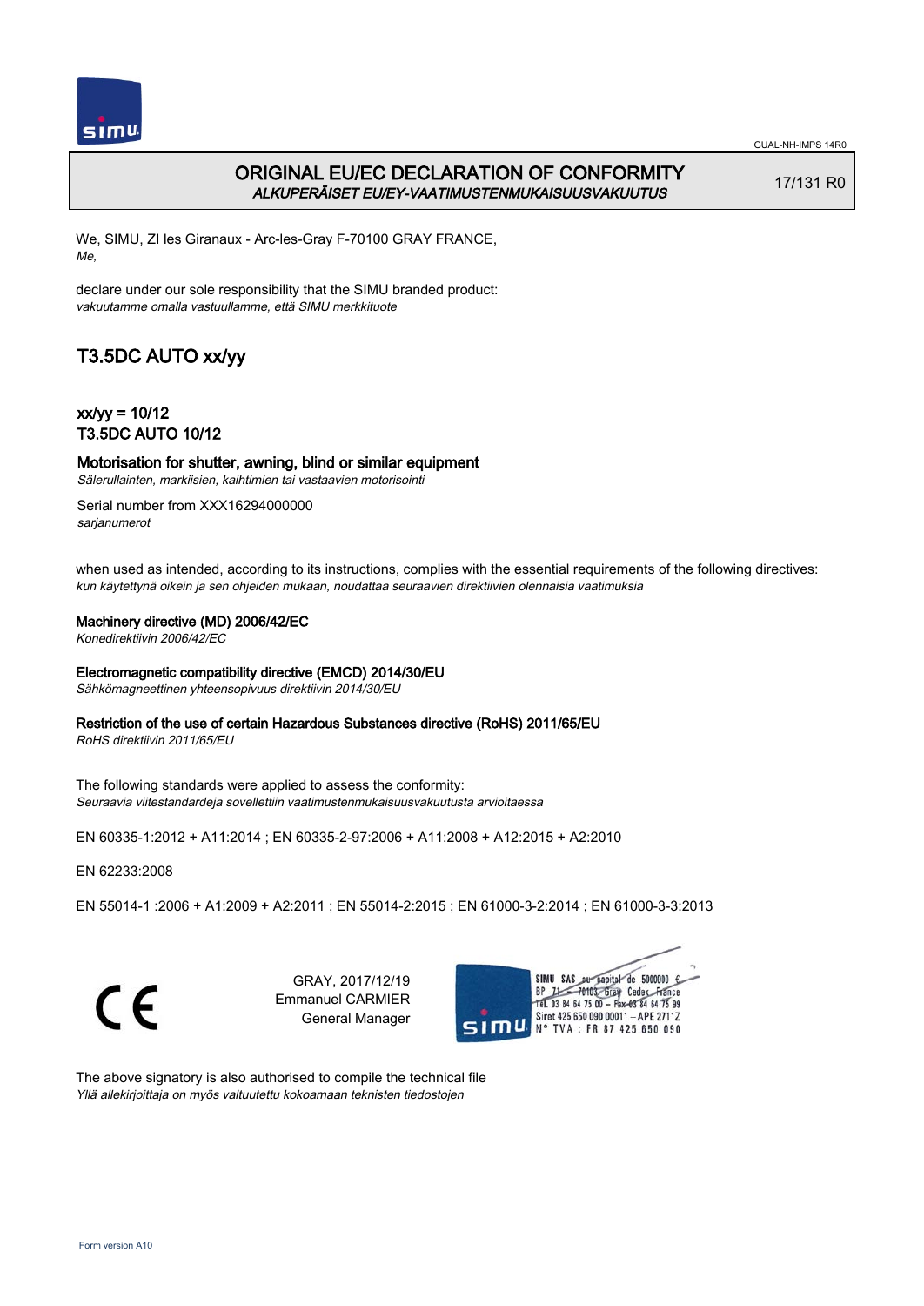# ORIGINAL EU/EC DECLARATION OF CONFORMITY
*ALKUPERÄISET EU/EY-VAATIMUSTENMUKAISUUSVAKUUTUS*

17/131 R0

We, SIMU, ZI les Giranaux - Arc-les-Gray F-70100 GRAY FRANCE,
*Me,*

declare under our sole responsibility that the SIMU branded product:
*vakuutamme omalla vastuullamme, että SIMU merkkituote*

## T3.5DC AUTO xx/yy

### xx/yy = 10/12
### T3.5DC AUTO 10/12

**Motorisation for shutter, awning, blind or similar equipment**
*Sälerullainten, markiisien, kaihtimien tai vastaavien motorisointi*

Serial number from XXX16294000000
*sarjanumerot*

when used as intended, according to its instructions, complies with the essential requirements of the following directives:
*kun käytettynä oikein ja sen ohjeiden mukaan, noudattaa seuraavien direktiivien olennaisia vaatimuksia*

**Machinery directive (MD) 2006/42/EC**
*Konedirektiivin 2006/42/EC*

**Electromagnetic compatibility directive (EMCD) 2014/30/EU**
*Sähkömagneettinen yhteensopivuus direktiivin 2014/30/EU*

**Restriction of the use of certain Hazardous Substances directive (RoHS) 2011/65/EU**
*RoHS direktiivin 2011/65/EU*

The following standards were applied to assess the conformity:
*Seuraavia viitestandardeja sovellettiin vaatimustenmukaisuusvakuutusta arvioitaessa*

EN 60335-1:2012 + A11:2014 ; EN 60335-2-97:2006 + A11:2008 + A12:2015 + A2:2010

EN 62233:2008

EN 55014-1 :2006 + A1:2009 + A2:2011 ; EN 55014-2:2015 ; EN 61000-3-2:2014 ; EN 61000-3-3:2013

GRAY, 2017/12/19
Emmanuel CARMIER
General Manager

SIMU SAS au capital de 5000000 €
BP 71 – 70103 Gray Cedex France
Tél. 03 84 64 75 00 – Fax 03 84 64 75 99
Siret 425 650 090 00011 – APE 2711Z
N° TVA : FR 87 425 650 090

The above signatory is also authorised to compile the technical file
*Yllä allekirjoittaja on myös valtuutettu kokoamaan teknisten tiedostojen*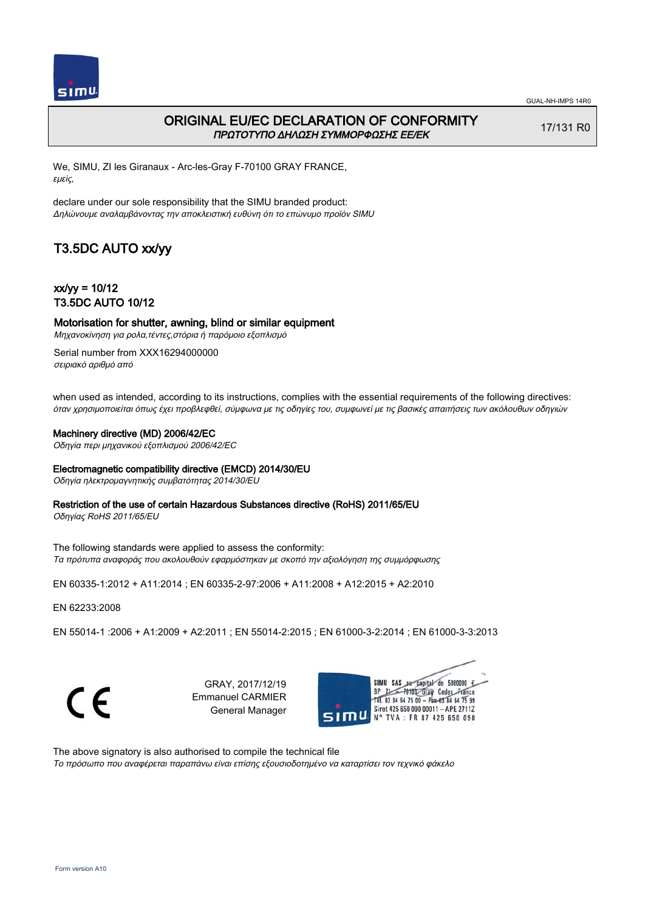# ORIGINAL EU/EC DECLARATION OF CONFORMITY
*ΠΡΩΤΟΤΥΠΟ ΔΗΛΩΣΗ ΣΥΜΜΟΡΦΩΣΗΣ ΕΕ/ΕΚ*

17/131 R0

We, SIMU, ZI les Giranaux - Arc-les-Gray F-70100 GRAY FRANCE,
*εμείς,*

declare under our sole responsibility that the SIMU branded product:
*Δηλώνουμε αναλαμβάνοντας την αποκλειστική ευθύνη ότι το επώνυμο προϊόν SIMU*

## T3.5DC AUTO xx/yy

### xx/yy = 10/12
### T3.5DC AUTO 10/12

**Motorisation for shutter, awning, blind or similar equipment**
*Μηχανοκίνηση για ρολα,τέντες,στόρια ή παρόμοιο εξοπλισμό*

Serial number from XXX16294000000
*σειριακό αριθμό από*

when used as intended, according to its instructions, complies with the essential requirements of the following directives:
*όταν χρησιμοποιείται όπως έχει προβλεφθεί, σύμφωνα με τις οδηγίες του, συμφωνεί με τις βασικές απαιτήσεις των ακόλουθων οδηγιών*

**Machinery directive (MD) 2006/42/EC**
*Οδηγία περι μηχανικού εξοπλισμού 2006/42/EC*

**Electromagnetic compatibility directive (EMCD) 2014/30/EU**
*Οδηγία ηλεκτρομαγνητικής συμβατότητας 2014/30/EU*

**Restriction of the use of certain Hazardous Substances directive (RoHS) 2011/65/EU**
*Οδηγίας RoHS 2011/65/EU*

The following standards were applied to assess the conformity:
*Τα πρότυπα αναφοράς που ακολουθούν εφαρμόστηκαν με σκοπό την αξιολόγηση της συμμόρφωσης*

EN 60335-1:2012 + A11:2014 ; EN 60335-2-97:2006 + A11:2008 + A12:2015 + A2:2010

EN 62233:2008

EN 55014-1 :2006 + A1:2009 + A2:2011 ; EN 55014-2:2015 ; EN 61000-3-2:2014 ; EN 61000-3-3:2013

CE

GRAY, 2017/12/19
Emmanuel CARMIER
General Manager

SIMU SAS au capital de 5000000 €
BP 71 - 70103 Gray Cedex France
Tél. 03 84 64 75 00 - Fax 03 84 64 75 99
Siret 425 650 090 00011 - APE 2711Z
N° TVA : FR 87 425 650 090

The above signatory is also authorised to compile the technical file
*Το πρόσωπο που αναφέρεται παραπάνω είναι επίσης εξουσιοδοτημένο να καταρτίσει τον τεχνικό φάκελο*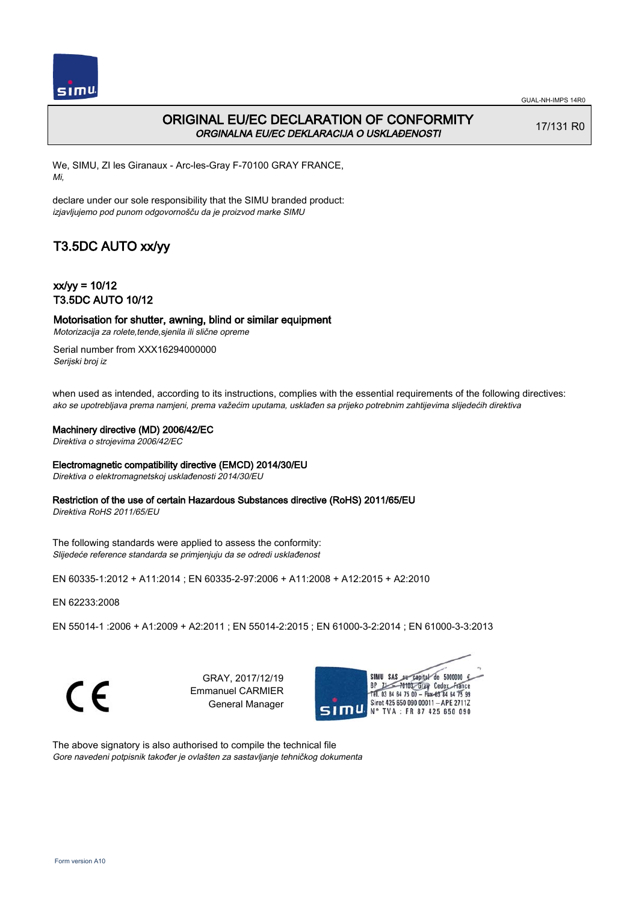# ORIGINAL EU/EC DECLARATION OF CONFORMITY

*ORGINALNA EU/EC DEKLARACIJA O USKLAĐENOSTI*

17/131 R0

We, SIMU, ZI les Giranaux - Arc-les-Gray F-70100 GRAY FRANCE,
*Mi,*

declare under our sole responsibility that the SIMU branded product:
*izjavljujemo pod punom odgovornošču da je proizvod marke SIMU*

## T3.5DC AUTO xx/yy

### xx/yy = 10/12
### T3.5DC AUTO 10/12

### Motorisation for shutter, awning, blind or similar equipment

*Motorizacija za rolete,tende,sjenila ili slične opreme*

Serial number from XXX16294000000
*Serijski broj iz*

when used as intended, according to its instructions, complies with the essential requirements of the following directives:
*ako se upotrebljava prema namjeni, prema važećim uputama, usklađen sa prijeko potrebnim zahtijevima slijedećih direktiva*

**Machinery directive (MD) 2006/42/EC**
*Direktiva o strojevima 2006/42/EC*

**Electromagnetic compatibility directive (EMCD) 2014/30/EU**
*Direktiva o elektromagnetskoj usklađenosti 2014/30/EU*

**Restriction of the use of certain Hazardous Substances directive (RoHS) 2011/65/EU**
*Direktiva RoHS 2011/65/EU*

The following standards were applied to assess the conformity:
*Slijedeće reference standarda se primjenjuju da se odredi usklađenost*

EN 60335-1:2012 + A11:2014 ; EN 60335-2-97:2006 + A11:2008 + A12:2015 + A2:2010

EN 62233:2008

EN 55014-1 :2006 + A1:2009 + A2:2011 ; EN 55014-2:2015 ; EN 61000-3-2:2014 ; EN 61000-3-3:2013

GRAY, 2017/12/19
Emmanuel CARMIER
General Manager

SIMU SAS au capital de 5000000 €
BP 71 - 70103 Gray Cedex France
Tél. 03 84 64 75 00 - Fax 03 84 64 75 99
Siret 425 650 090 00011 – APE 2711Z
N° TVA : FR 87 425 650 090

The above signatory is also authorised to compile the technical file
*Gore navedeni potpisnik također je ovlašten za sastavljanje tehničkog dokumenta*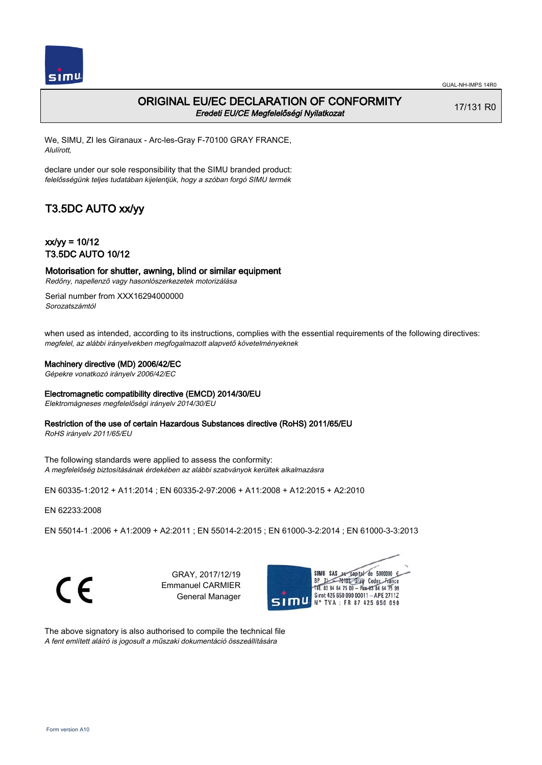# ORIGINAL EU/EC DECLARATION OF CONFORMITY

*Eredeti EU/CE Megfelelőségi Nyilatkozat*

17/131 R0

We, SIMU, ZI les Giranaux - Arc-les-Gray F-70100 GRAY FRANCE,
*Alulírott,*

declare under our sole responsibility that the SIMU branded product:
*felelősségünk teljes tudatában kijelentjük, hogy a szóban forgó SIMU termék*

## T3.5DC AUTO xx/yy

### xx/yy = 10/12
### T3.5DC AUTO 10/12

### Motorisation for shutter, awning, blind or similar equipment

*Redőny, napellenző vagy hasonlószerkezetek motorizálása*

Serial number from XXX16294000000
*Sorozatszámtól*

when used as intended, according to its instructions, complies with the essential requirements of the following directives:
*megfelel, az alábbi irányelvekben megfogalmazott alapvető követelményeknek*

**Machinery directive (MD) 2006/42/EC**
*Gépekre vonatkozó irányelv 2006/42/EC*

**Electromagnetic compatibility directive (EMCD) 2014/30/EU**
*Elektromágneses megfelelőségi irányelv 2014/30/EU*

**Restriction of the use of certain Hazardous Substances directive (RoHS) 2011/65/EU**
*RoHS irányelv 2011/65/EU*

The following standards were applied to assess the conformity:
*A megfelelőség biztosításának érdekében az alábbi szabványok kerültek alkalmazásra*

EN 60335-1:2012 + A11:2014 ; EN 60335-2-97:2006 + A11:2008 + A12:2015 + A2:2010

EN 62233:2008

EN 55014-1 :2006 + A1:2009 + A2:2011 ; EN 55014-2:2015 ; EN 61000-3-2:2014 ; EN 61000-3-3:2013

GRAY, 2017/12/19
Emmanuel CARMIER
General Manager

SIMU SAS au capital de 5000000 €
BP 71 - 70103 Gray Cedex France
Tél. 03 84 64 75 00 - Fax 03 84 64 75 99
Siret 425 650 090 00011 - APE 2711Z
N° TVA : FR 87 425 650 090

The above signatory is also authorised to compile the technical file
*A fent említett aláíró is jogosult a műszaki dokumentáció összeállítására*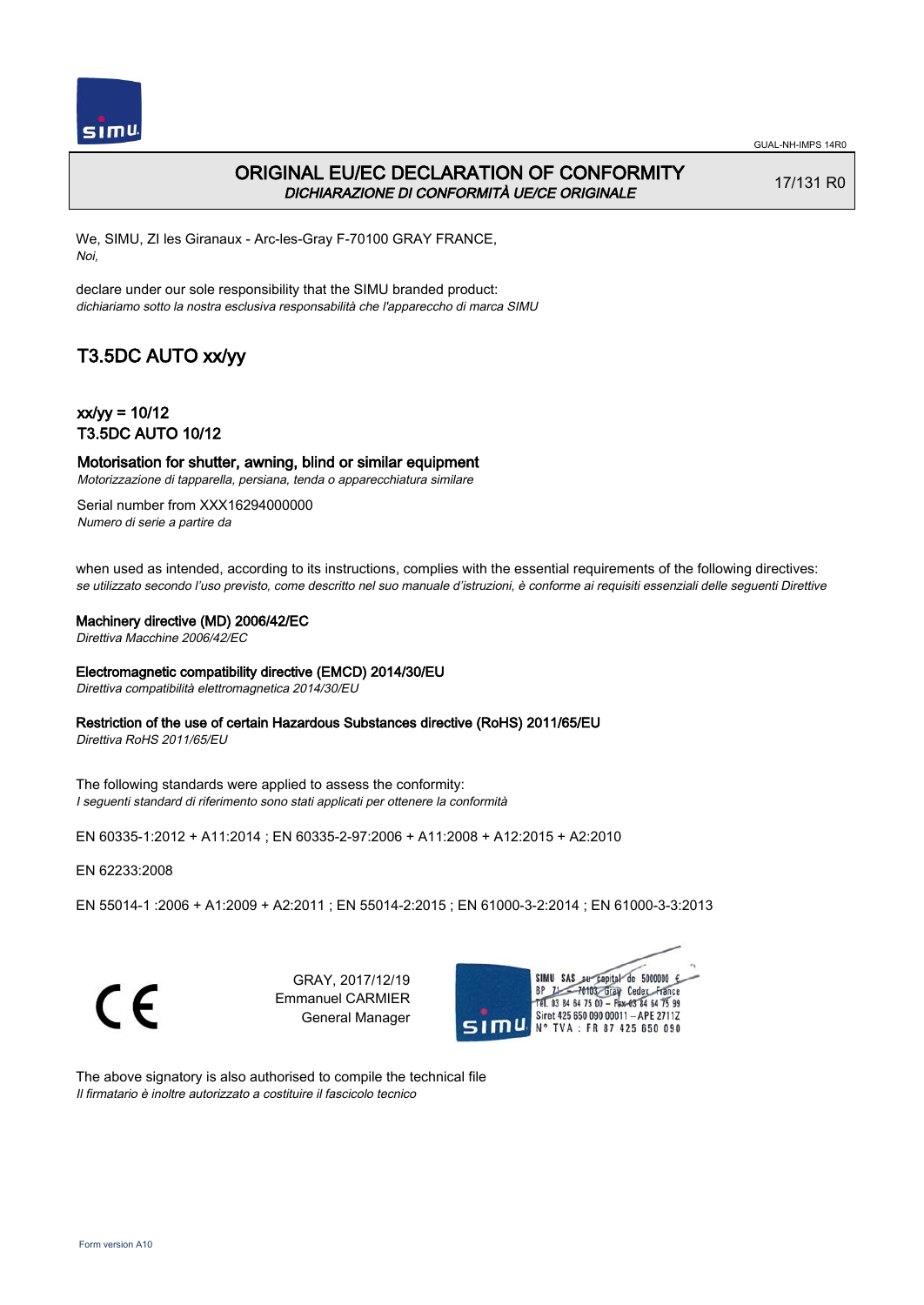# ORIGINAL EU/EC DECLARATION OF CONFORMITY
*DICHIARAZIONE DI CONFORMITÀ UE/CE ORIGINALE*

17/131 R0

We, SIMU, ZI les Giranaux - Arc-les-Gray F-70100 GRAY FRANCE,
*Noi,*

declare under our sole responsibility that the SIMU branded product:
*dichiariamo sotto la nostra esclusiva responsabilità che l'apparecchio di marca SIMU*

## T3.5DC AUTO xx/yy

### xx/yy = 10/12
### T3.5DC AUTO 10/12

### Motorisation for shutter, awning, blind or similar equipment
*Motorizzazione di tapparella, persiana, tenda o apparecchiatura similare*

Serial number from XXX16294000000
*Numero di serie a partire da*

when used as intended, according to its instructions, complies with the essential requirements of the following directives:
*se utilizzato secondo l'uso previsto, come descritto nel suo manuale d'istruzioni, è conforme ai requisiti essenziali delle seguenti Direttive*

**Machinery directive (MD) 2006/42/EC**
*Direttiva Macchine 2006/42/EC*

**Electromagnetic compatibility directive (EMCD) 2014/30/EU**
*Direttiva compatibilità elettromagnetica 2014/30/EU*

**Restriction of the use of certain Hazardous Substances directive (RoHS) 2011/65/EU**
*Direttiva RoHS 2011/65/EU*

The following standards were applied to assess the conformity:
*I seguenti standard di riferimento sono stati applicati per ottenere la conformità*

EN 60335-1:2012 + A11:2014 ; EN 60335-2-97:2006 + A11:2008 + A12:2015 + A2:2010

EN 62233:2008

EN 55014-1 :2006 + A1:2009 + A2:2011 ; EN 55014-2:2015 ; EN 61000-3-2:2014 ; EN 61000-3-3:2013

GRAY, 2017/12/19
Emmanuel CARMIER
General Manager

SIMU SAS au capital de 5000000 €
BP 71 - 70103 Gray Cedex France
Tél. 03 84 64 75 00 - Fax 03 84 64 75 99
Siret 425 650 090 00011 - APE 2711Z
N° TVA : FR 87 425 650 090

The above signatory is also authorised to compile the technical file
*Il firmatario è inoltre autorizzato a costituire il fascicolo tecnico*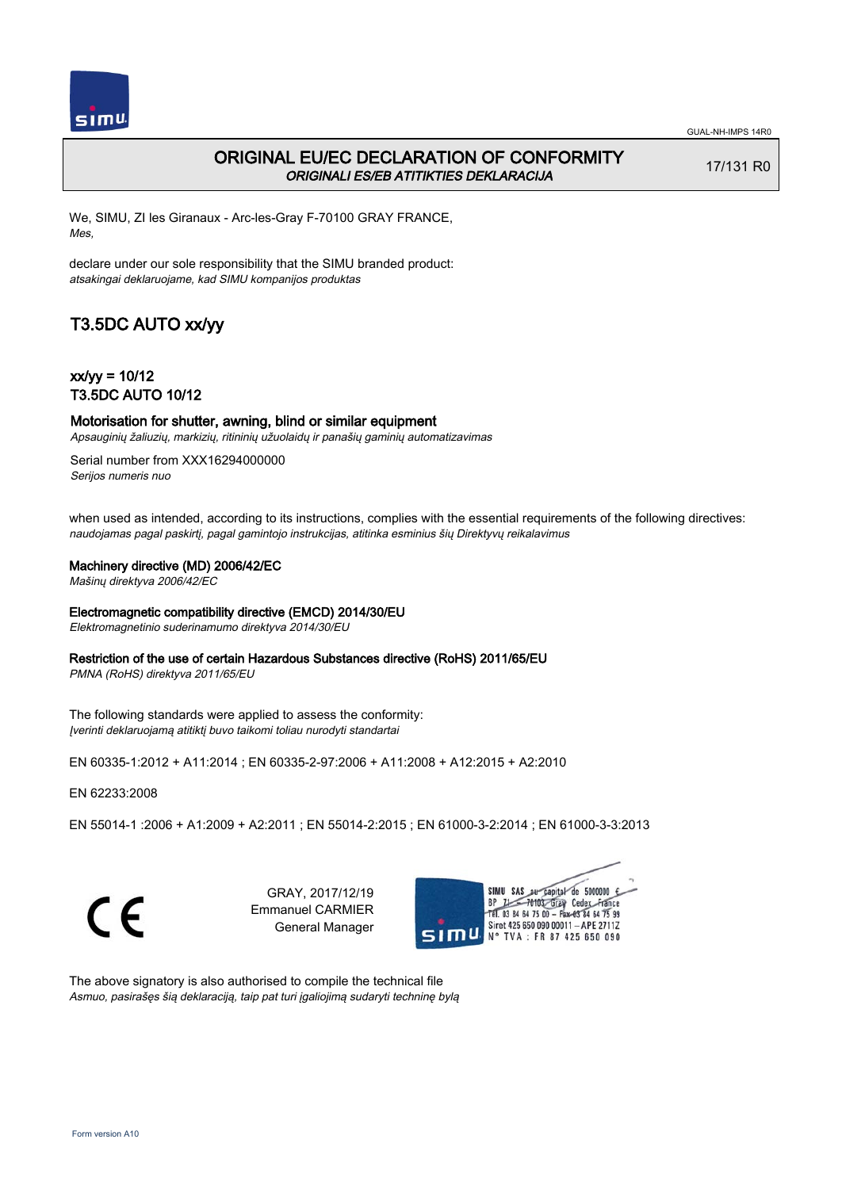# ORIGINAL EU/EC DECLARATION OF CONFORMITY

*ORIGINALI ES/EB ATITIKTIES DEKLARACIJA*

17/131 R0

We, SIMU, ZI les Giranaux - Arc-les-Gray F-70100 GRAY FRANCE,
*Mes,*

declare under our sole responsibility that the SIMU branded product:
*atsakingai deklaruojame, kad SIMU kompanijos produktas*

## T3.5DC AUTO xx/yy

### xx/yy = 10/12
### T3.5DC AUTO 10/12

**Motorisation for shutter, awning, blind or similar equipment**
*Apsauginių žaliuzių, markizių, ritininių užuolaidų ir panašių gaminių automatizavimas*

Serial number from XXX16294000000
*Serijos numeris nuo*

when used as intended, according to its instructions, complies with the essential requirements of the following directives:
*naudojamas pagal paskirtį, pagal gamintojo instrukcijas, atitinka esminius šių Direktyvų reikalavimus*

**Machinery directive (MD) 2006/42/EC**
*Mašinų direktyva 2006/42/EC*

**Electromagnetic compatibility directive (EMCD) 2014/30/EU**
*Elektromagnetinio suderinamumo direktyva 2014/30/EU*

**Restriction of the use of certain Hazardous Substances directive (RoHS) 2011/65/EU**
*PMNA (RoHS) direktyva 2011/65/EU*

The following standards were applied to assess the conformity:
*Įverinti deklaruojamą atitiktį buvo taikomi toliau nurodyti standartai*

EN 60335-1:2012 + A11:2014 ; EN 60335-2-97:2006 + A11:2008 + A12:2015 + A2:2010

EN 62233:2008

EN 55014-1 :2006 + A1:2009 + A2:2011 ; EN 55014-2:2015 ; EN 61000-3-2:2014 ; EN 61000-3-3:2013

GRAY, 2017/12/19
Emmanuel CARMIER
General Manager

SIMU SAS au capital de 5000000 €
BP 71 - 70103 Gray Cedex France
Tél. 03 84 64 75 00 – Fax 03 84 64 75 99
Siret 425 650 090 00011 – APE 2711Z
N° TVA : FR 87 425 650 090

The above signatory is also authorised to compile the technical file
*Asmuo, pasirašęs šią deklaraciją, taip pat turi įgaliojimą sudaryti techninę bylą*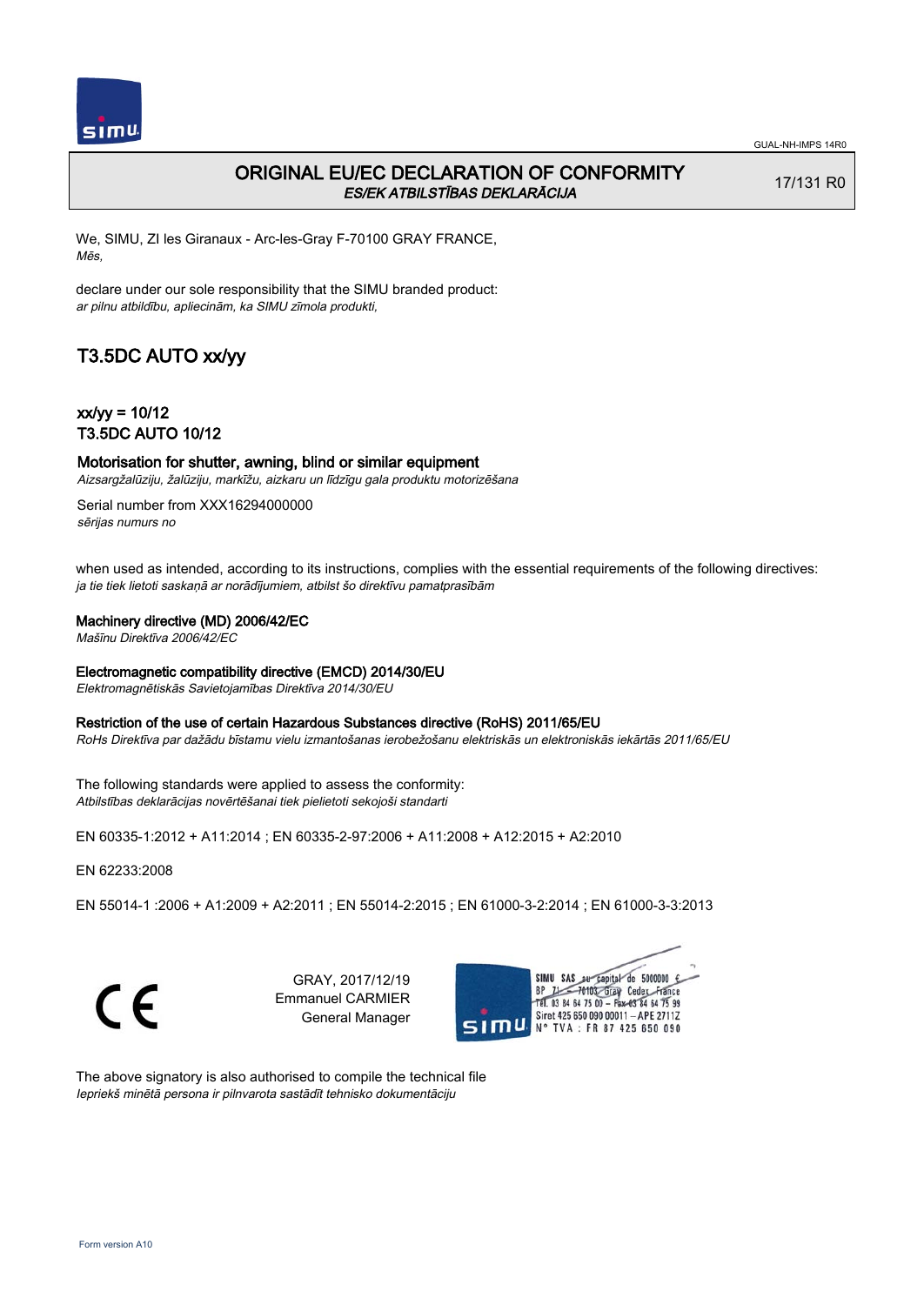GUAL-NH-IMPS 14R0

# ORIGINAL EU/EC DECLARATION OF CONFORMITY
*ES/EK ATBILSTĪBAS DEKLARĀCIJA*

17/131 R0

We, SIMU, ZI les Giranaux - Arc-les-Gray F-70100 GRAY FRANCE,
*Mēs,*

declare under our sole responsibility that the SIMU branded product:
*ar pilnu atbildību, apliecinām, ka SIMU zīmola produkti,*

## T3.5DC AUTO xx/yy

### xx/yy = 10/12
### T3.5DC AUTO 10/12

**Motorisation for shutter, awning, blind or similar equipment**
*Aizsargžalūziju, žalūziju, markīžu, aizkaru un līdzīgu gala produktu motorizēšana*

Serial number from XXX16294000000
*sērijas numurs no*

when used as intended, according to its instructions, complies with the essential requirements of the following directives:
*ja tie tiek lietoti saskaņā ar norādījumiem, atbilst šo direktīvu pamatprasībām*

**Machinery directive (MD) 2006/42/EC**
*Mašīnu Direktīva 2006/42/EC*

**Electromagnetic compatibility directive (EMCD) 2014/30/EU**
*Elektromagnētiskās Savietojamības Direktīva 2014/30/EU*

**Restriction of the use of certain Hazardous Substances directive (RoHS) 2011/65/EU**
*RoHs Direktīva par dažādu bīstamu vielu izmantošanas ierobežošanu elektriskās un elektroniskās iekārtās 2011/65/EU*

The following standards were applied to assess the conformity:
*Atbilstības deklarācijas novērtēšanai tiek pielietoti sekojoši standarti*

EN 60335-1:2012 + A11:2014 ; EN 60335-2-97:2006 + A11:2008 + A12:2015 + A2:2010

EN 62233:2008

EN 55014-1 :2006 + A1:2009 + A2:2011 ; EN 55014-2:2015 ; EN 61000-3-2:2014 ; EN 61000-3-3:2013

GRAY, 2017/12/19
Emmanuel CARMIER
General Manager

SIMU SAS au capital de 5000000 €
BP 71 - 70103 Gray Cedex France
Tél. 03 84 64 75 00 - Fax 03 84 64 75 99
Siret 425 650 090 00011 - APE 2711Z
N° TVA : FR 87 425 650 090

The above signatory is also authorised to compile the technical file
*Iepriekš minētā persona ir pilnvarota sastādīt tehnisko dokumentāciju*

Form version A10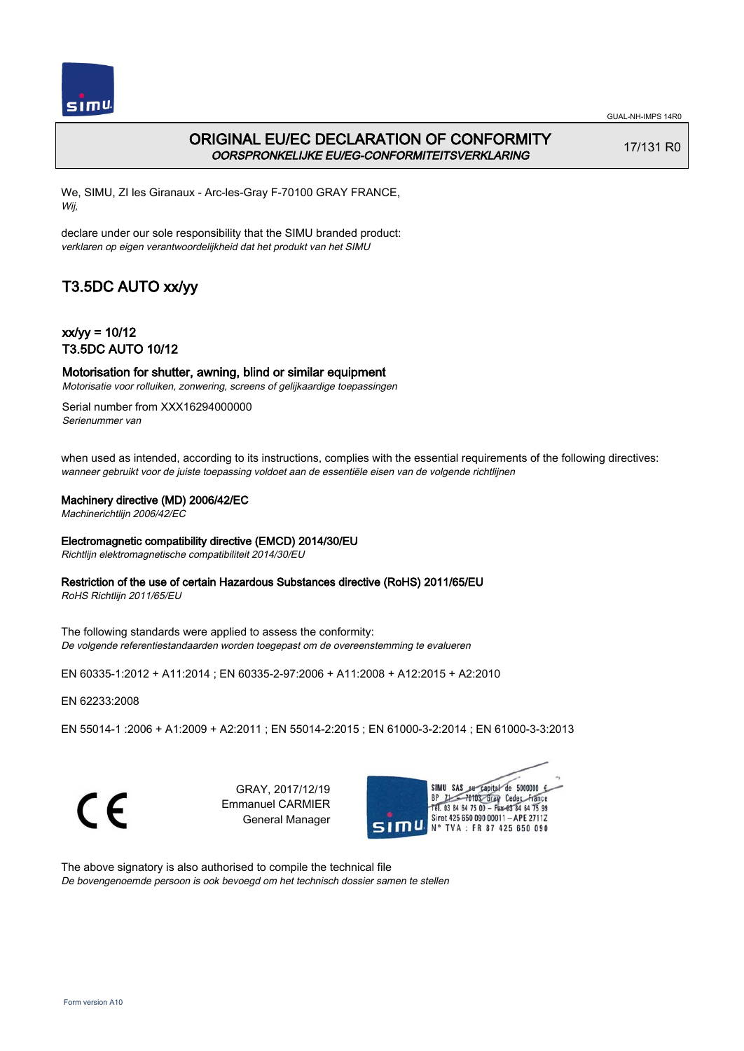# ORIGINAL EU/EC DECLARATION OF CONFORMITY
*OORSPRONKELIJKE EU/EG-CONFORMITEITSVERKLARING*

17/131 R0

We, SIMU, ZI les Giranaux - Arc-les-Gray F-70100 GRAY FRANCE,
*Wij,*

declare under our sole responsibility that the SIMU branded product:
*verklaren op eigen verantwoordelijkheid dat het produkt van het SIMU*

## T3.5DC AUTO xx/yy

### xx/yy = 10/12
### T3.5DC AUTO 10/12

**Motorisation for shutter, awning, blind or similar equipment**
*Motorisatie voor rolluiken, zonwering, screens of gelijkaardige toepassingen*

Serial number from XXX16294000000
*Serienummer van*

when used as intended, according to its instructions, complies with the essential requirements of the following directives:
*wanneer gebruikt voor de juiste toepassing voldoet aan de essentiële eisen van de volgende richtlijnen*

**Machinery directive (MD) 2006/42/EC**
*Machinerichtlijn 2006/42/EC*

**Electromagnetic compatibility directive (EMCD) 2014/30/EU**
*Richtlijn elektromagnetische compatibiliteit 2014/30/EU*

**Restriction of the use of certain Hazardous Substances directive (RoHS) 2011/65/EU**
*RoHS Richtlijn 2011/65/EU*

The following standards were applied to assess the conformity:
*De volgende referentiestandaarden worden toegepast om de overeenstemming te evalueren*

EN 60335-1:2012 + A11:2014 ; EN 60335-2-97:2006 + A11:2008 + A12:2015 + A2:2010

EN 62233:2008

EN 55014-1 :2006 + A1:2009 + A2:2011 ; EN 55014-2:2015 ; EN 61000-3-2:2014 ; EN 61000-3-3:2013

GRAY, 2017/12/19
Emmanuel CARMIER
General Manager

SIMU SAS au capital de 5000000 €
BP 71 - 70103 Gray Cedex France
Tél. 03 84 64 75 00 - Fax 03 84 64 75 99
Siret 425 650 090 00011 – APE 2711Z
N° TVA : FR 87 425 650 090

The above signatory is also authorised to compile the technical file
*De bovengenoemde persoon is ook bevoegd om het technisch dossier samen te stellen*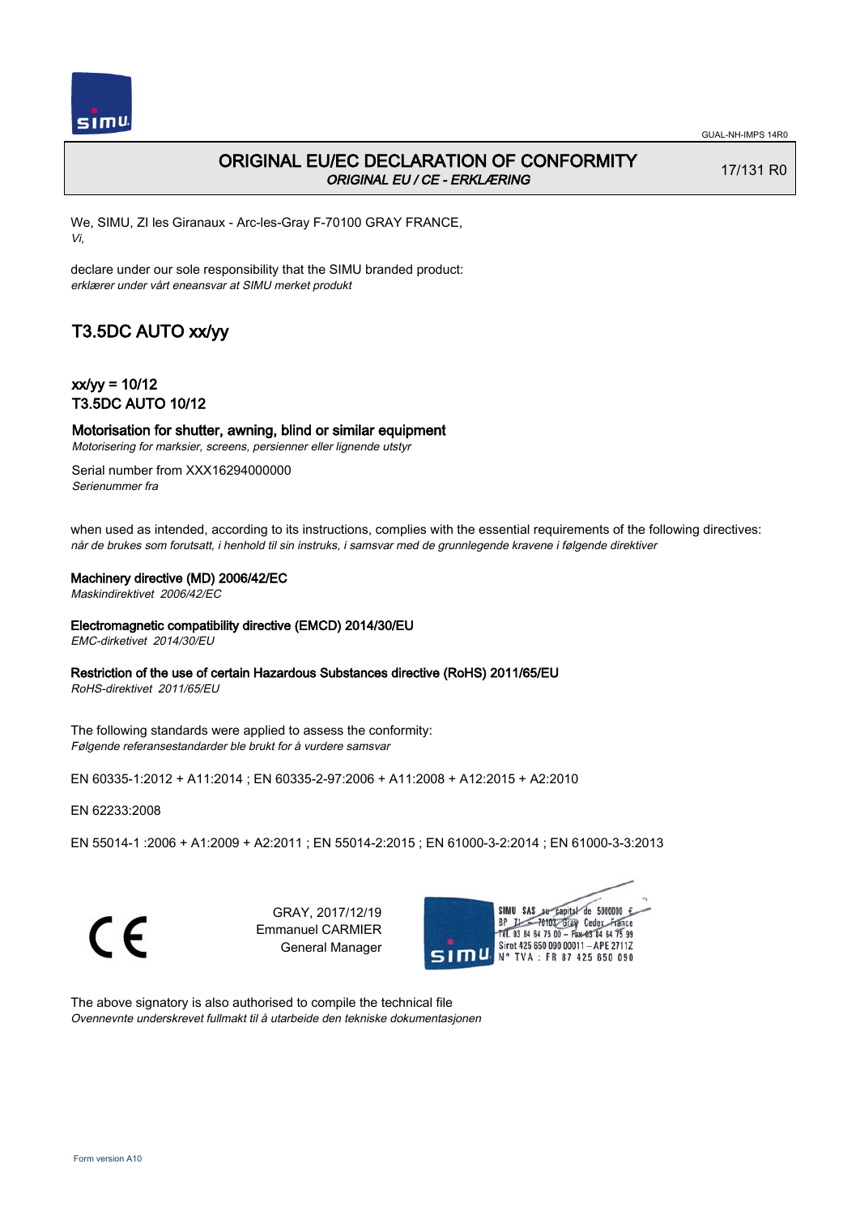GUAL-NH-IMPS 14R0

# ORIGINAL EU/EC DECLARATION OF CONFORMITY

*ORIGINAL EU / CE - ERKLÆRING*

17/131 R0

We, SIMU, ZI les Giranaux - Arc-les-Gray F-70100 GRAY FRANCE,
*Vi,*

declare under our sole responsibility that the SIMU branded product:
*erklærer under vårt eneansvar at SIMU merket produkt*

## T3.5DC AUTO xx/yy

### xx/yy = 10/12
### T3.5DC AUTO 10/12

**Motorisation for shutter, awning, blind or similar equipment**
*Motorisering for marksier, screens, persienner eller lignende utstyr*

Serial number from XXX16294000000
*Serienummer fra*

when used as intended, according to its instructions, complies with the essential requirements of the following directives:
*når de brukes som forutsatt, i henhold til sin instruks, i samsvar med de grunnlegende kravene i følgende direktiver*

**Machinery directive (MD) 2006/42/EC**
*Maskindirektivet 2006/42/EC*

**Electromagnetic compatibility directive (EMCD) 2014/30/EU**
*EMC-dirketivet 2014/30/EU*

**Restriction of the use of certain Hazardous Substances directive (RoHS) 2011/65/EU**
*RoHS-direktivet 2011/65/EU*

The following standards were applied to assess the conformity:
*Følgende referansestandarder ble brukt for å vurdere samsvar*

EN 60335-1:2012 + A11:2014 ; EN 60335-2-97:2006 + A11:2008 + A12:2015 + A2:2010

EN 62233:2008

EN 55014-1 :2006 + A1:2009 + A2:2011 ; EN 55014-2:2015 ; EN 61000-3-2:2014 ; EN 61000-3-3:2013

CE

GRAY, 2017/12/19
Emmanuel CARMIER
General Manager

SIMU SAS au capital de 5000000 €
BP 71 - 70103 Gray Cedex France
Tél. 03 84 64 75 00 - Fax 03 84 64 75 99
Siret 425 650 090 00011 - APE 2711Z
N° TVA : FR 87 425 650 090

The above signatory is also authorised to compile the technical file
*Ovennevnte underskrevet fullmakt til å utarbeide den tekniske dokumentasjonen*

Form version A10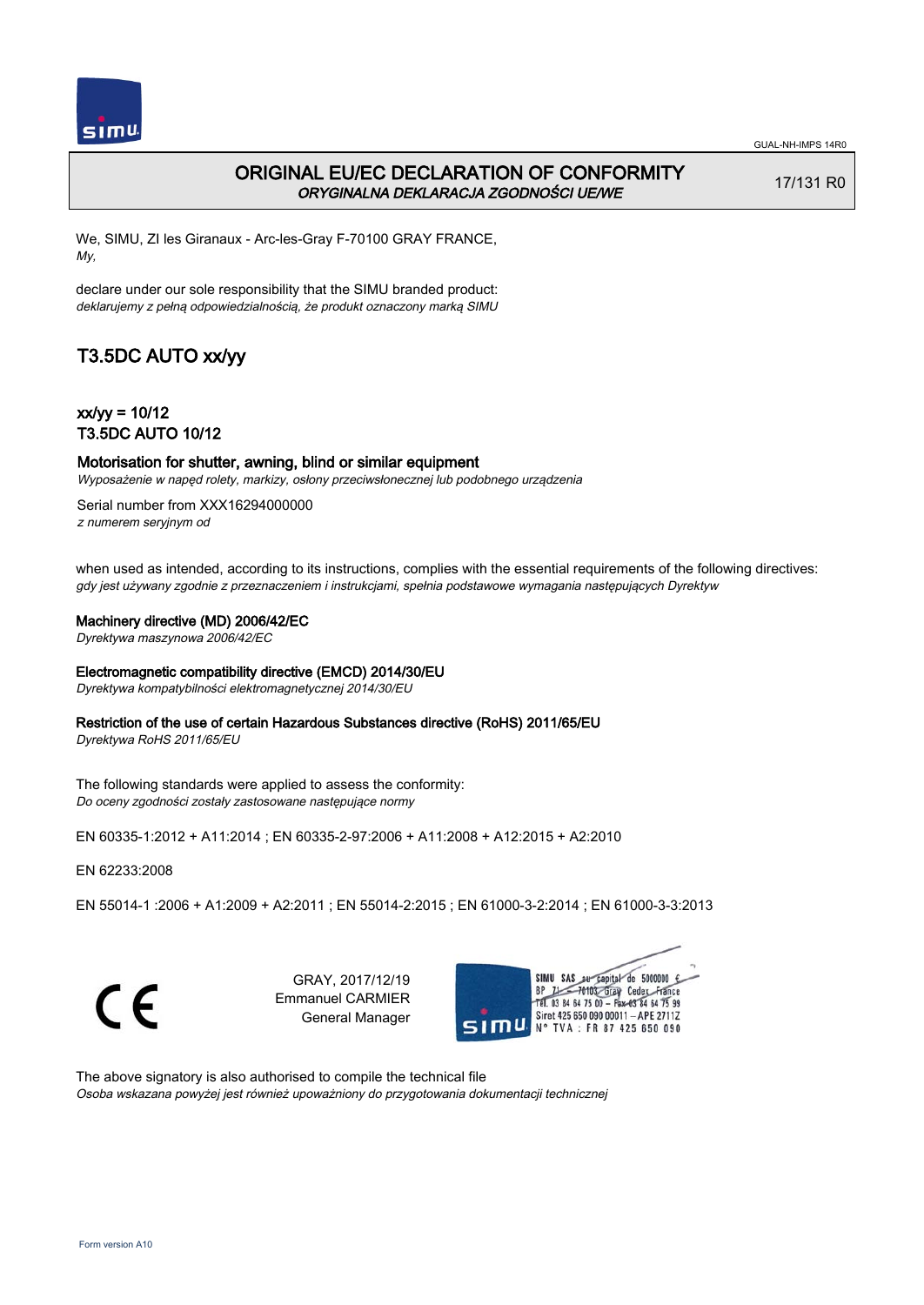GUAL-NH-IMPS 14R0

# ORIGINAL EU/EC DECLARATION OF CONFORMITY
*ORYGINALNA DEKLARACJA ZGODNOŚCI UE/WE*

17/131 R0

We, SIMU, ZI les Giranaux - Arc-les-Gray F-70100 GRAY FRANCE,
*My,*

declare under our sole responsibility that the SIMU branded product:
*deklarujemy z pełną odpowiedzialnością, że produkt oznaczony marką SIMU*

## T3.5DC AUTO xx/yy

### xx/yy = 10/12
### T3.5DC AUTO 10/12

**Motorisation for shutter, awning, blind or similar equipment**
*Wyposażenie w napęd rolety, markizy, osłony przeciwsłonecznej lub podobnego urządzenia*

Serial number from XXX16294000000
*z numerem seryjnym od*

when used as intended, according to its instructions, complies with the essential requirements of the following directives:
*gdy jest używany zgodnie z przeznaczeniem i instrukcjami, spełnia podstawowe wymagania następujących Dyrektyw*

**Machinery directive (MD) 2006/42/EC**
*Dyrektywa maszynowa 2006/42/EC*

**Electromagnetic compatibility directive (EMCD) 2014/30/EU**
*Dyrektywa kompatybilności elektromagnetycznej 2014/30/EU*

**Restriction of the use of certain Hazardous Substances directive (RoHS) 2011/65/EU**
*Dyrektywa RoHS 2011/65/EU*

The following standards were applied to assess the conformity:
*Do oceny zgodności zostały zastosowane następujące normy*

EN 60335-1:2012 + A11:2014 ; EN 60335-2-97:2006 + A11:2008 + A12:2015 + A2:2010

EN 62233:2008

EN 55014-1 :2006 + A1:2009 + A2:2011 ; EN 55014-2:2015 ; EN 61000-3-2:2014 ; EN 61000-3-3:2013

CE

GRAY, 2017/12/19
Emmanuel CARMIER
General Manager

SIMU SAS au capital de 5000000 €
BP 71 – 70103 Gray Cedex France
Tél. 03 84 64 75 00 – Fax 03 84 64 75 99
Siret 425 650 090 00011 – APE 2711Z
N° TVA : FR 87 425 650 090

The above signatory is also authorised to compile the technical file
*Osoba wskazana powyżej jest również upoważniony do przygotowania dokumentacji technicznej*

Form version A10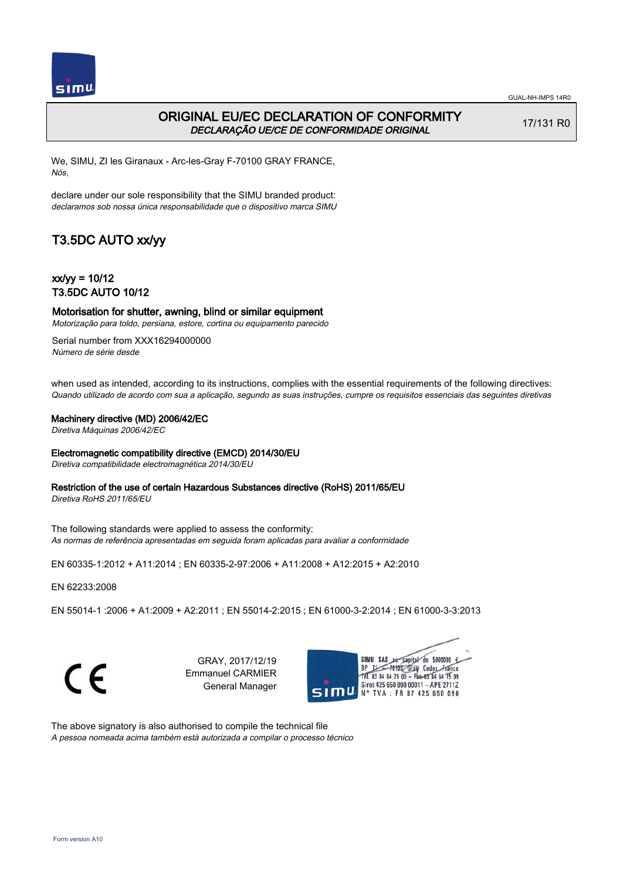# ORIGINAL EU/EC DECLARATION OF CONFORMITY

*DECLARAÇÃO UE/CE DE CONFORMIDADE ORIGINAL*

17/131 R0

We, SIMU, ZI les Giranaux - Arc-les-Gray F-70100 GRAY FRANCE,
*Nós,*

declare under our sole responsibility that the SIMU branded product:
*declaramos sob nossa única responsabilidade que o dispositivo marca SIMU*

## T3.5DC AUTO xx/yy

### xx/yy = 10/12
### T3.5DC AUTO 10/12

### Motorisation for shutter, awning, blind or similar equipment

*Motorização para toldo, persiana, estore, cortina ou equipamento parecido*

Serial number from XXX16294000000
*Número de série desde*

when used as intended, according to its instructions, complies with the essential requirements of the following directives:
*Quando utilizado de acordo com sua a aplicação, segundo as suas instruções, cumpre os requisitos essenciais das seguintes diretivas*

**Machinery directive (MD) 2006/42/EC**
*Diretiva Máquinas 2006/42/EC*

**Electromagnetic compatibility directive (EMCD) 2014/30/EU**
*Diretiva compatibilidade electromagnética 2014/30/EU*

**Restriction of the use of certain Hazardous Substances directive (RoHS) 2011/65/EU**
*Diretiva RoHS 2011/65/EU*

The following standards were applied to assess the conformity:
*As normas de referência apresentadas em seguida foram aplicadas para avaliar a conformidade*

EN 60335-1:2012 + A11:2014 ; EN 60335-2-97:2006 + A11:2008 + A12:2015 + A2:2010

EN 62233:2008

EN 55014-1 :2006 + A1:2009 + A2:2011 ; EN 55014-2:2015 ; EN 61000-3-2:2014 ; EN 61000-3-3:2013

GRAY, 2017/12/19
Emmanuel CARMIER
General Manager

SIMU SAS au capital de 5000000 €
BP 71 - 70103 Gray Cedex France
Tél. 03 84 64 75 00 - Fax 03 84 64 75 99
Siret 425 650 090 00011 – APE 2711Z
N° TVA : FR 87 425 650 090

The above signatory is also authorised to compile the technical file
*A pessoa nomeada acima também está autorizada a compilar o processo técnico*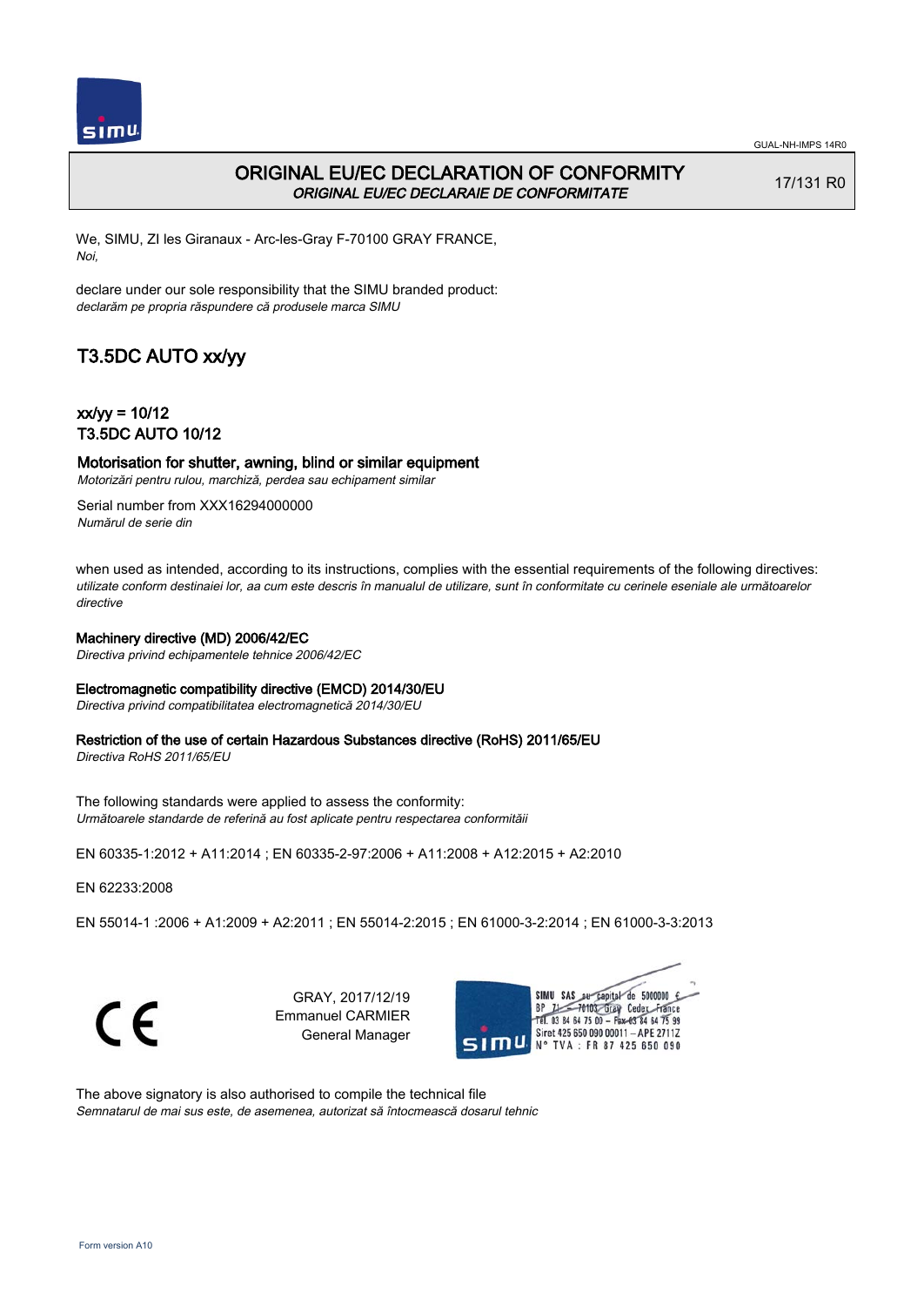GUAL-NH-IMPS 14R0

# ORIGINAL EU/EC DECLARATION OF CONFORMITY

*ORIGINAL EU/EC DECLARAIE DE CONFORMITATE*

17/131 R0

We, SIMU, ZI les Giranaux - Arc-les-Gray F-70100 GRAY FRANCE,
*Noi,*

declare under our sole responsibility that the SIMU branded product:
*declarăm pe propria răspundere că produsele marca SIMU*

## T3.5DC AUTO xx/yy

### xx/yy = 10/12
### T3.5DC AUTO 10/12

**Motorisation for shutter, awning, blind or similar equipment**
*Motorizări pentru rulou, marchiză, perdea sau echipament similar*

Serial number from XXX16294000000
*Numărul de serie din*

when used as intended, according to its instructions, complies with the essential requirements of the following directives:
*utilizate conform destinaiei lor, aa cum este descris în manualul de utilizare, sunt în conformitate cu cerinele eseniale ale următoarelor directive*

**Machinery directive (MD) 2006/42/EC**
*Directiva privind echipamentele tehnice 2006/42/EC*

**Electromagnetic compatibility directive (EMCD) 2014/30/EU**
*Directiva privind compatibilitatea electromagnetică 2014/30/EU*

**Restriction of the use of certain Hazardous Substances directive (RoHS) 2011/65/EU**
*Directiva RoHS 2011/65/EU*

The following standards were applied to assess the conformity:
*Următoarele standarde de referină au fost aplicate pentru respectarea conformităii*

EN 60335-1:2012 + A11:2014 ; EN 60335-2-97:2006 + A11:2008 + A12:2015 + A2:2010

EN 62233:2008

EN 55014-1 :2006 + A1:2009 + A2:2011 ; EN 55014-2:2015 ; EN 61000-3-2:2014 ; EN 61000-3-3:2013

GRAY, 2017/12/19
Emmanuel CARMIER
General Manager

SIMU SAS au capital de 5000000 €
BP 71 - 70103 Gray Cedex France
Tél. 03 84 64 75 00 – Fax 03 84 64 75 99
Siret 425 650 090 00011 – APE 2711Z
N° TVA : FR 87 425 650 090

The above signatory is also authorised to compile the technical file
*Semnatarul de mai sus este, de asemenea, autorizat să întocmească dosarul tehnic*

Form version A10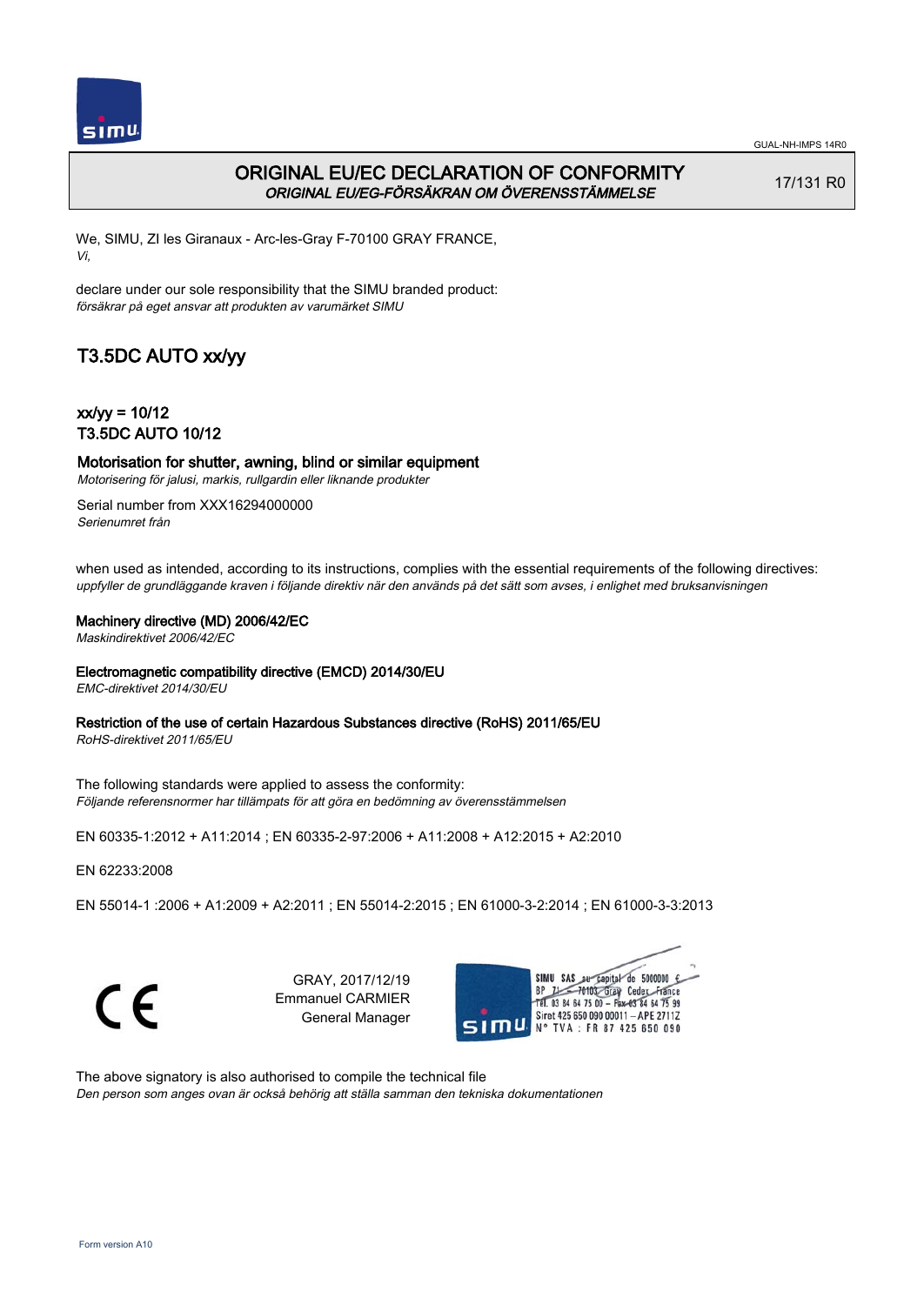# ORIGINAL EU/EC DECLARATION OF CONFORMITY
*ORIGINAL EU/EG-FÖRSÄKRAN OM ÖVERENSSTÄMMELSE*

17/131 R0

We, SIMU, ZI les Giranaux - Arc-les-Gray F-70100 GRAY FRANCE,
*Vi,*

declare under our sole responsibility that the SIMU branded product:
*försäkrar på eget ansvar att produkten av varumärket SIMU*

## T3.5DC AUTO xx/yy

### xx/yy = 10/12
### T3.5DC AUTO 10/12

**Motorisation for shutter, awning, blind or similar equipment**
*Motorisering för jalusi, markis, rullgardin eller liknande produkter*

Serial number from XXX16294000000
*Serienumret från*

when used as intended, according to its instructions, complies with the essential requirements of the following directives:
*uppfyller de grundläggande kraven i följande direktiv när den används på det sätt som avses, i enlighet med bruksanvisningen*

**Machinery directive (MD) 2006/42/EC**
*Maskindirektivet 2006/42/EC*

**Electromagnetic compatibility directive (EMCD) 2014/30/EU**
*EMC-direktivet 2014/30/EU*

**Restriction of the use of certain Hazardous Substances directive (RoHS) 2011/65/EU**
*RoHS-direktivet 2011/65/EU*

The following standards were applied to assess the conformity:
*Följande referensnormer har tillämpats för att göra en bedömning av överensstämmelsen*

EN 60335-1:2012 + A11:2014 ; EN 60335-2-97:2006 + A11:2008 + A12:2015 + A2:2010

EN 62233:2008

EN 55014-1 :2006 + A1:2009 + A2:2011 ; EN 55014-2:2015 ; EN 61000-3-2:2014 ; EN 61000-3-3:2013

CE

GRAY, 2017/12/19
Emmanuel CARMIER
General Manager

SIMU SAS au capital de 5000000 €
BP 71 - 70103 Gray Cedex France
Tél. 03 84 64 75 00 - Fax 03 84 64 75 99
Siret 425 650 090 00011 - APE 2711Z
N° TVA : FR 87 425 650 090

The above signatory is also authorised to compile the technical file
*Den person som anges ovan är också behörig att ställa samman den tekniska dokumentationen*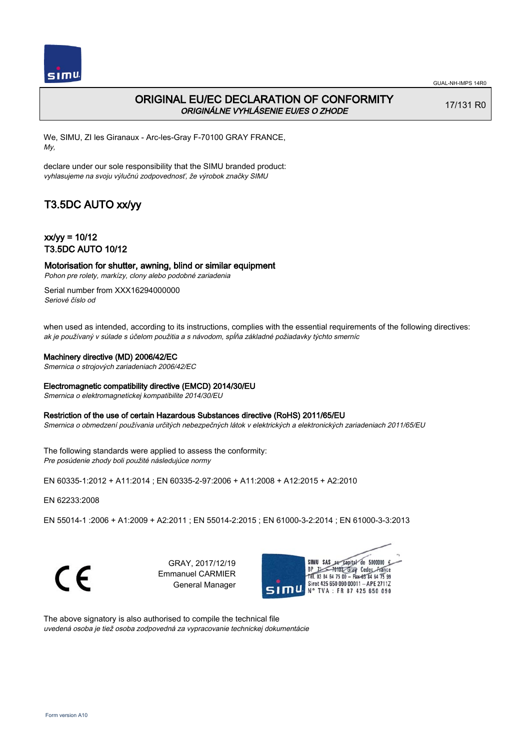# ORIGINAL EU/EC DECLARATION OF CONFORMITY

*ORIGINÁLNE VYHLÁSENIE EU/ES O ZHODE*

17/131 R0

We, SIMU, ZI les Giranaux - Arc-les-Gray F-70100 GRAY FRANCE,
*My,*

declare under our sole responsibility that the SIMU branded product:
*vyhlasujeme na svoju výlučnú zodpovednosť, že výrobok značky SIMU*

## T3.5DC AUTO xx/yy

### xx/yy = 10/12
### T3.5DC AUTO 10/12

**Motorisation for shutter, awning, blind or similar equipment**
*Pohon pre rolety, markízy, clony alebo podobné zariadenia*

Serial number from XXX16294000000
*Seriové číslo od*

when used as intended, according to its instructions, complies with the essential requirements of the following directives:
*ak je používaný v súlade s účelom použitia a s návodom, spĺňa základné požiadavky týchto smerníc*

**Machinery directive (MD) 2006/42/EC**
*Smernica o strojových zariadeniach 2006/42/EC*

**Electromagnetic compatibility directive (EMCD) 2014/30/EU**
*Smernica o elektromagnetickej kompatibilite 2014/30/EU*

**Restriction of the use of certain Hazardous Substances directive (RoHS) 2011/65/EU**
*Smernica o obmedzení používania určitých nebezpečných látok v elektrických a elektronických zariadeniach 2011/65/EU*

The following standards were applied to assess the conformity:
*Pre posúdenie zhody boli použité následujúce normy*

EN 60335-1:2012 + A11:2014 ; EN 60335-2-97:2006 + A11:2008 + A12:2015 + A2:2010

EN 62233:2008

EN 55014-1 :2006 + A1:2009 + A2:2011 ; EN 55014-2:2015 ; EN 61000-3-2:2014 ; EN 61000-3-3:2013

GRAY, 2017/12/19
Emmanuel CARMIER
General Manager

SIMU SAS au capital de 5000000 €
BP 71 - 70103 Gray Cedex France
Tél. 03 84 64 75 00 - Fax 03 84 64 75 99
Siret 425 650 090 00011 - APE 2711Z
N° TVA : FR 87 425 650 090

The above signatory is also authorised to compile the technical file
*uvedená osoba je tiež osoba zodpovedná za vypracovanie technickej dokumentácie*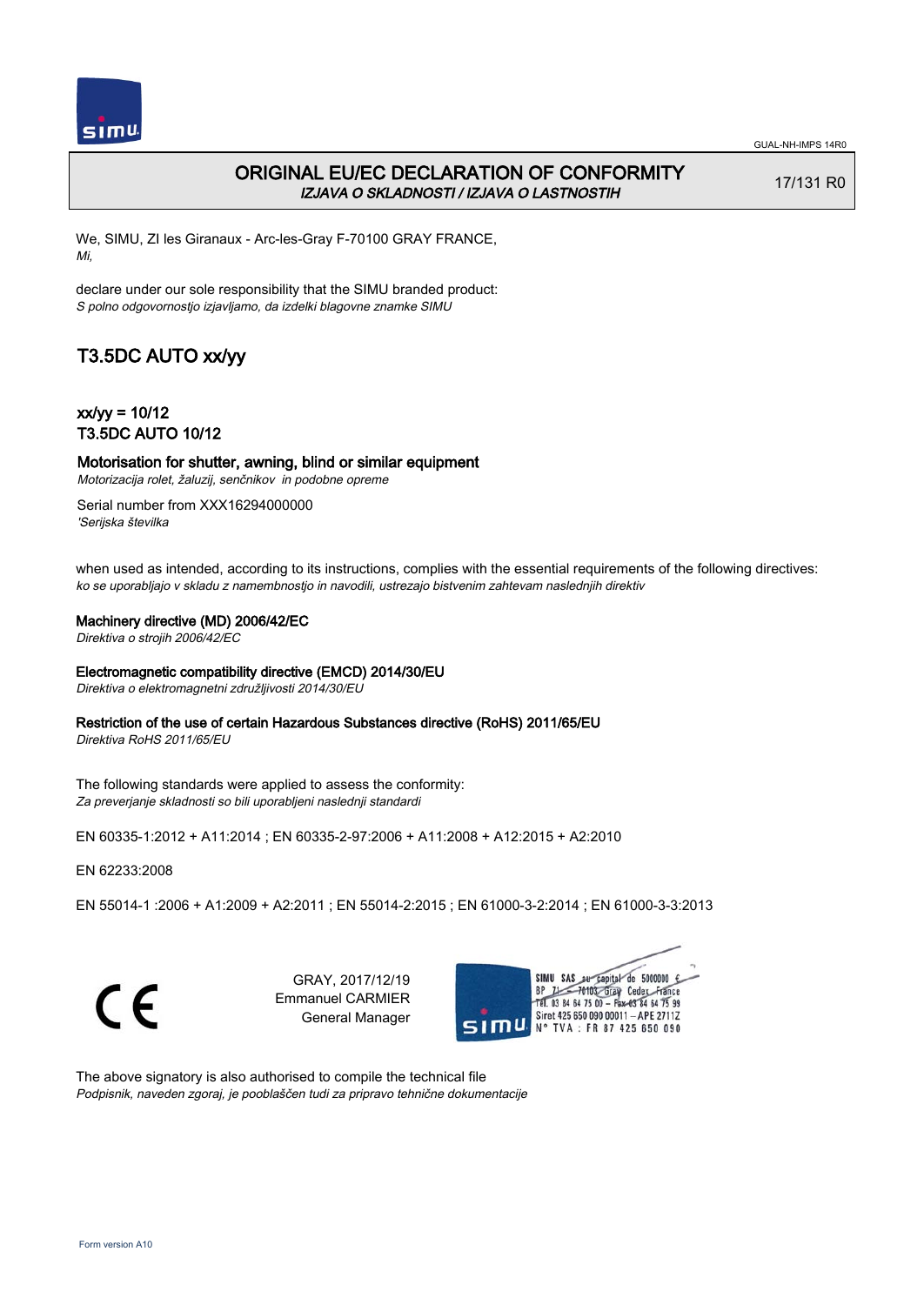# ORIGINAL EU/EC DECLARATION OF CONFORMITY

*IZJAVA O SKLADNOSTI / IZJAVA O LASTNOSTIH*

17/131 R0

We, SIMU, ZI les Giranaux - Arc-les-Gray F-70100 GRAY FRANCE,
*Mi,*

declare under our sole responsibility that the SIMU branded product:
*S polno odgovornostjo izjavljamo, da izdelki blagovne znamke SIMU*

## T3.5DC AUTO xx/yy

### xx/yy = 10/12
### T3.5DC AUTO 10/12

**Motorisation for shutter, awning, blind or similar equipment**
*Motorizacija rolet, žaluzij, senčnikov in podobne opreme*

Serial number from XXX16294000000
*'Serijska številka*

when used as intended, according to its instructions, complies with the essential requirements of the following directives:
*ko se uporabljajo v skladu z namembnostjo in navodili, ustrezajo bistvenim zahtevam naslednjih direktiv*

**Machinery directive (MD) 2006/42/EC**
*Direktiva o strojih 2006/42/EC*

**Electromagnetic compatibility directive (EMCD) 2014/30/EU**
*Direktiva o elektromagnetni združljivosti 2014/30/EU*

**Restriction of the use of certain Hazardous Substances directive (RoHS) 2011/65/EU**
*Direktiva RoHS 2011/65/EU*

The following standards were applied to assess the conformity:
*Za preverjanje skladnosti so bili uporabljeni naslednji standardi*

EN 60335-1:2012 + A11:2014 ; EN 60335-2-97:2006 + A11:2008 + A12:2015 + A2:2010

EN 62233:2008

EN 55014-1 :2006 + A1:2009 + A2:2011 ; EN 55014-2:2015 ; EN 61000-3-2:2014 ; EN 61000-3-3:2013

CE

GRAY, 2017/12/19
Emmanuel CARMIER
General Manager

SIMU SAS au capital de 5000000 €
BP 71 - 70103 Gray Cedex France
Tél. 03 84 64 75 00 – Fax 03 84 64 75 99
Siret 425 650 090 00011 – APE 2711Z
N° TVA : FR 87 425 650 090

The above signatory is also authorised to compile the technical file
*Podpisnik, naveden zgoraj, je pooblaščen tudi za pripravo tehnične dokumentacije*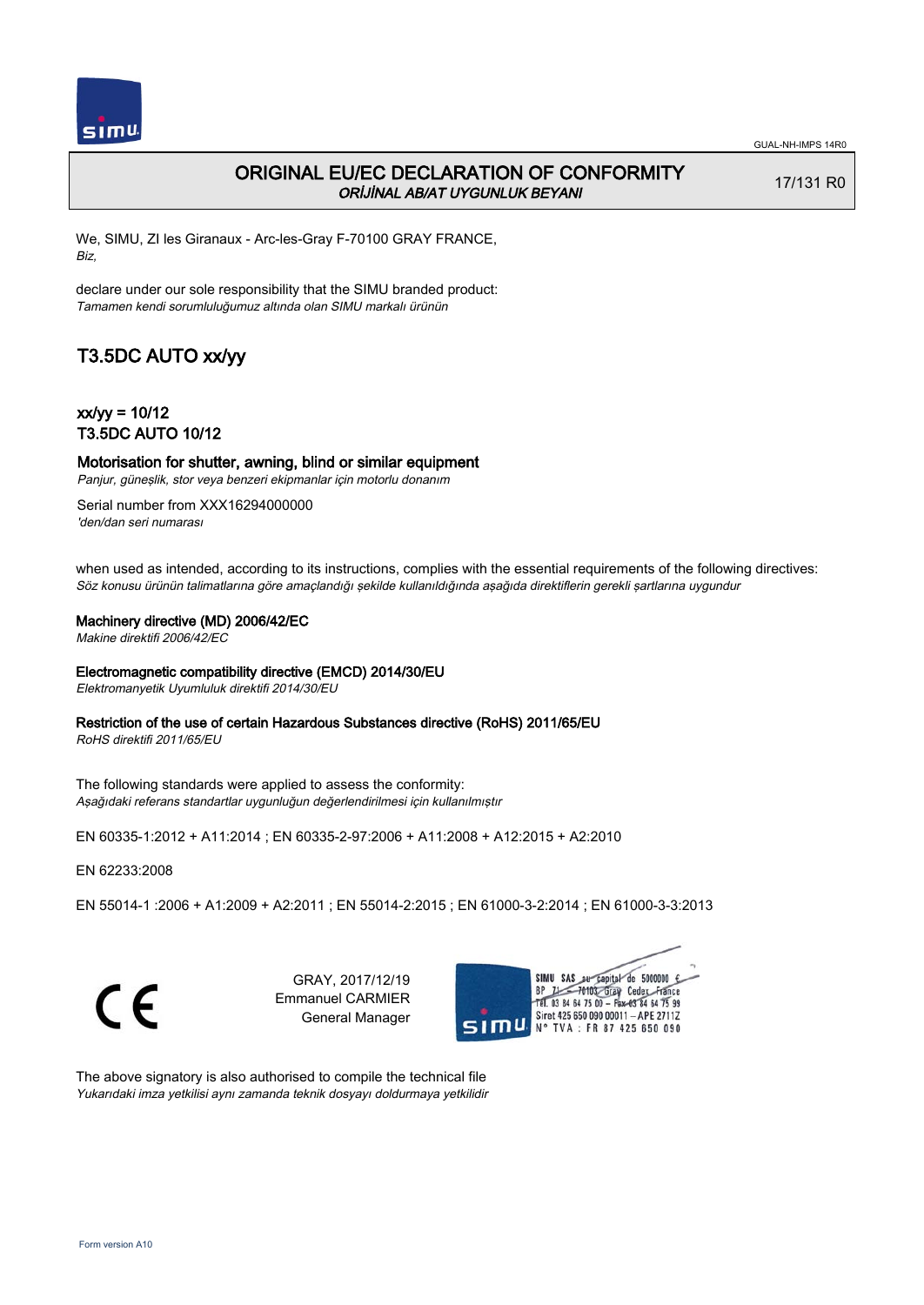# ORIGINAL EU/EC DECLARATION OF CONFORMITY

*ORİJİNAL AB/AT UYGUNLUK BEYANI*

17/131 R0

We, SIMU, ZI les Giranaux - Arc-les-Gray F-70100 GRAY FRANCE,
*Biz,*

declare under our sole responsibility that the SIMU branded product:
*Tamamen kendi sorumluluğumuz altında olan SIMU markalı ürünün*

## T3.5DC AUTO xx/yy

### xx/yy = 10/12
### T3.5DC AUTO 10/12

### Motorisation for shutter, awning, blind or similar equipment

*Panjur, güneşlik, stor veya benzeri ekipmanlar için motorlu donanım*

Serial number from XXX16294000000
*'den/dan seri numarası*

when used as intended, according to its instructions, complies with the essential requirements of the following directives:
*Söz konusu ürünün talimatlarına göre amaçlandığı şekilde kullanıldığında aşağıda direktiflerin gerekli şartlarına uygundur*

**Machinery directive (MD) 2006/42/EC**
*Makine direktifi 2006/42/EC*

**Electromagnetic compatibility directive (EMCD) 2014/30/EU**
*Elektromanyetik Uyumluluk direktifi 2014/30/EU*

**Restriction of the use of certain Hazardous Substances directive (RoHS) 2011/65/EU**
*RoHS direktifi 2011/65/EU*

The following standards were applied to assess the conformity:
*Aşağıdaki referans standartlar uygunluğun değerlendirilmesi için kullanılmıştır*

EN 60335-1:2012 + A11:2014 ; EN 60335-2-97:2006 + A11:2008 + A12:2015 + A2:2010

EN 62233:2008

EN 55014-1 :2006 + A1:2009 + A2:2011 ; EN 55014-2:2015 ; EN 61000-3-2:2014 ; EN 61000-3-3:2013

GRAY, 2017/12/19
Emmanuel CARMIER
General Manager

SIMU SAS au capital de 5000000 €
BP 71 - 70103 Gray Cedex France
Tél. 03 84 64 75 00 - Fax 03 84 64 75 99
Siret 425 650 090 00011 - APE 2711Z
N° TVA : FR 87 425 650 090

The above signatory is also authorised to compile the technical file
*Yukarıdaki imza yetkilisi aynı zamanda teknik dosyayı doldurmaya yetkilidir*